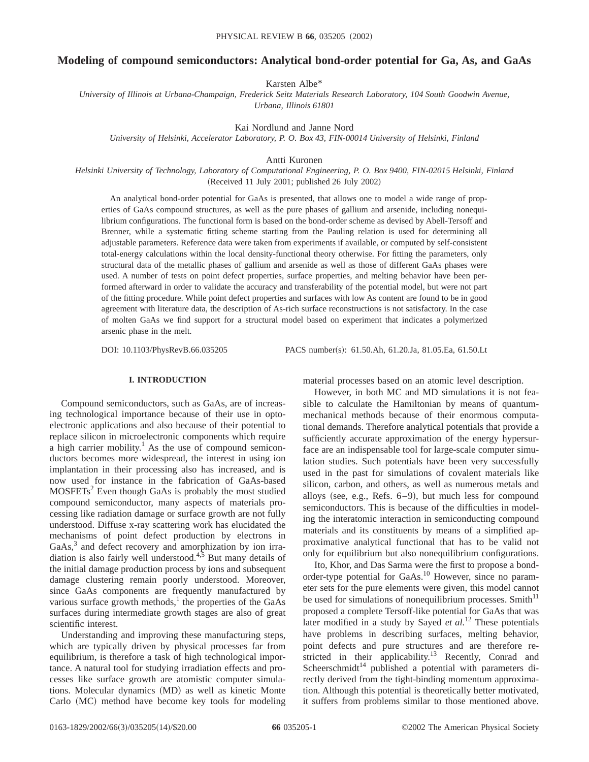# Modeling of compound semiconductors: Analytical bond-order potential for Ga, As, and GaAs

Karsten Albe*

*University of Illinois at Urbana-Champaign, Frederick Seitz Materials Research Laboratory, 104 South Goodwin Avenue, Urbana, Illinois 61801*

Kai Nordlund and Janne Nord

*University of Helsinki, Accelerator Laboratory, P. O. Box 43, FIN-00014 University of Helsinki, Finland*

Antti Kuronen

*Helsinki University of Technology, Laboratory of Computational Engineering, P. O. Box 9400, FIN-02015 Helsinki, Finland*

(Received 11 July 2001; published 26 July 2002)

An analytical bond-order potential for GaAs is presented, that allows one to model a wide range of properties of GaAs compound structures, as well as the pure phases of gallium and arsenide, including nonequilibrium configurations. The functional form is based on the bond-order scheme as devised by Abell-Tersoff and Brenner, while a systematic fitting scheme starting from the Pauling relation is used for determining all adjustable parameters. Reference data were taken from experiments if available, or computed by self-consistent total-energy calculations within the local density-functional theory otherwise. For fitting the parameters, only structural data of the metallic phases of gallium and arsenide as well as those of different GaAs phases were used. A number of tests on point defect properties, surface properties, and melting behavior have been performed afterward in order to validate the accuracy and transferability of the potential model, but were not part of the fitting procedure. While point defect properties and surfaces with low As content are found to be in good agreement with literature data, the description of As-rich surface reconstructions is not satisfactory. In the case of molten GaAs we find support for a structural model based on experiment that indicates a polymerized arsenic phase in the melt.

DOI: 10.1103/PhysRevB.66.035205 PACS number(s): 61.50.Ah, 61.20.Ja, 81.05.Ea, 61.50.Lt

## I. INTRODUCTION

Compound semiconductors, such as GaAs, are of increasing technological importance because of their use in optoelectronic applications and also because of their potential to replace silicon in microelectronic components which require a high carrier mobility.[1] As the use of compound semiconductors becomes more widespread, the interest in using ion implantation in their processing also has increased, and is now used for instance in the fabrication of GaAs-based MOSFETs[2] Even though GaAs is probably the most studied compound semiconductor, many aspects of materials processing like radiation damage or surface growth are not fully understood. Diffuse x-ray scattering work has elucidated the mechanisms of point defect production by electrons in GaAs,[3] and defect recovery and amorphization by ion irradiation is also fairly well understood.[4,5] But many details of the initial damage production process by ions and subsequent damage clustering remain poorly understood. Moreover, since GaAs components are frequently manufactured by various surface growth methods,[1] the properties of the GaAs surfaces during intermediate growth stages are also of great scientific interest.

Understanding and improving these manufacturing steps, which are typically driven by physical processes far from equilibrium, is therefore a task of high technological importance. A natural tool for studying irradiation effects and processes like surface growth are atomistic computer simulations. Molecular dynamics (MD) as well as kinetic Monte Carlo (MC) method have become key tools for modeling material processes based on an atomic level description.

However, in both MC and MD simulations it is not feasible to calculate the Hamiltonian by means of quantum-mechanical methods because of their enormous computational demands. Therefore analytical potentials that provide a sufficiently accurate approximation of the energy hypersurface are an indispensable tool for large-scale computer simulation studies. Such potentials have been very successfully used in the past for simulations of covalent materials like silicon, carbon, and others, as well as numerous metals and alloys (see, e.g., Refs. 6–9), but much less for compound semiconductors. This is because of the difficulties in modeling the interatomic interaction in semiconducting compound materials and its constituents by means of a simplified approximative analytical functional that has to be valid not only for equilibrium but also nonequilibrium configurations.

Ito, Khor, and Das Sarma were the first to propose a bond-order-type potential for GaAs.[10] However, since no parameter sets for the pure elements were given, this model cannot be used for simulations of nonequilibrium processes. Smith[11] proposed a complete Tersoff-like potential for GaAs that was later modified in a study by Sayed *et al.*[12] These potentials have problems in describing surfaces, melting behavior, point defects and pure structures and are therefore restricted in their applicability.[13] Recently, Conrad and Scheerschmidt[14] published a potential with parameters directly derived from the tight-binding momentum approximation. Although this potential is theoretically better motivated, it suffers from problems similar to those mentioned above.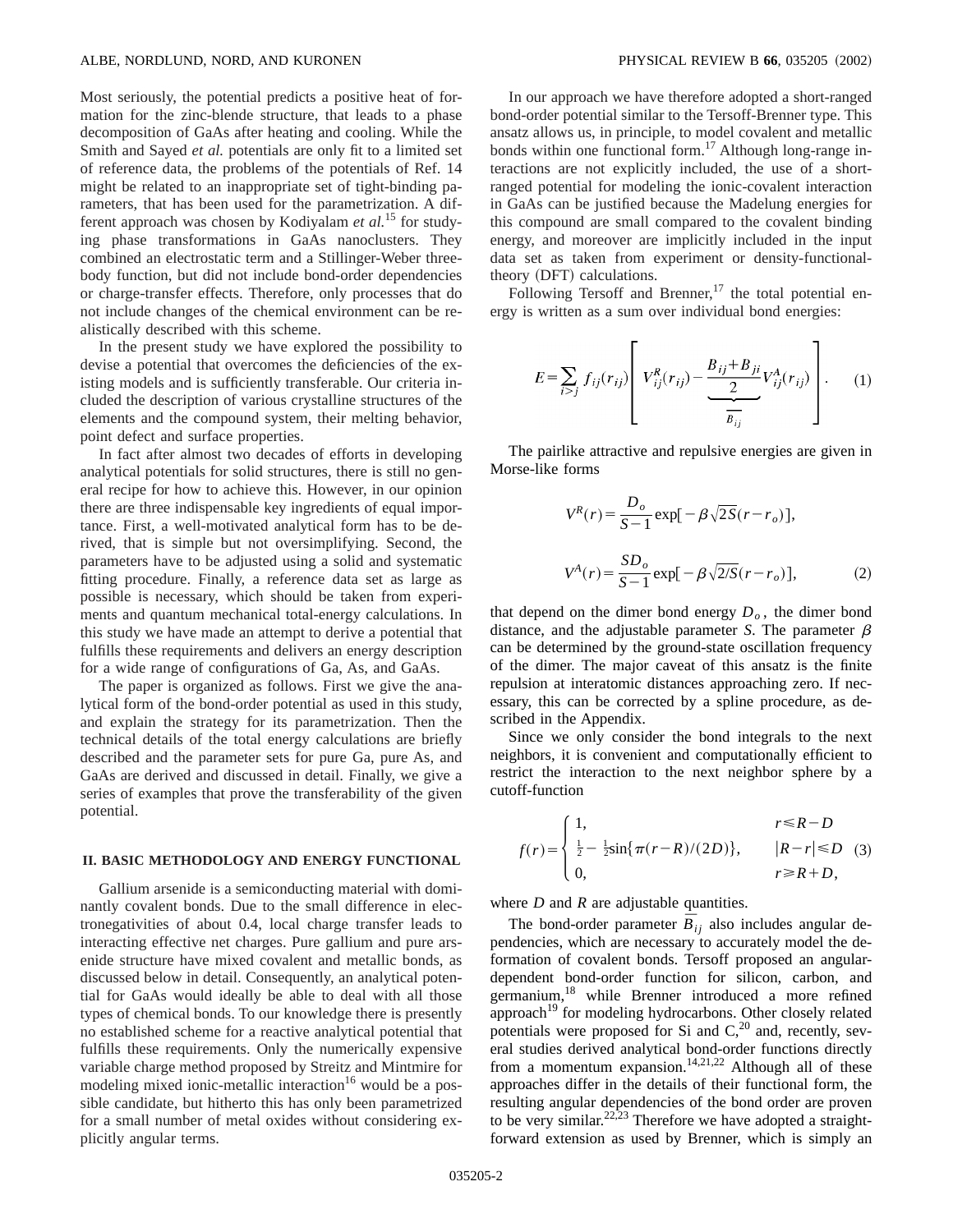Most seriously, the potential predicts a positive heat of formation for the zinc-blende structure, that leads to a phase decomposition of GaAs after heating and cooling. While the Smith and Sayed *et al.* potentials are only fit to a limited set of reference data, the problems of the potentials of Ref. 14 might be related to an inappropriate set of tight-binding parameters, that has been used for the parametrization. A different approach was chosen by Kodiyalam *et al.*[15] for studying phase transformations in GaAs nanoclusters. They combined an electrostatic term and a Stillinger-Weber three-body function, but did not include bond-order dependencies or charge-transfer effects. Therefore, only processes that do not include changes of the chemical environment can be realistically described with this scheme.

In the present study we have explored the possibility to devise a potential that overcomes the deficiencies of the existing models and is sufficiently transferable. Our criteria included the description of various crystalline structures of the elements and the compound system, their melting behavior, point defect and surface properties.

In fact after almost two decades of efforts in developing analytical potentials for solid structures, there is still no general recipe for how to achieve this. However, in our opinion there are three indispensable key ingredients of equal importance. First, a well-motivated analytical form has to be derived, that is simple but not oversimplifying. Second, the parameters have to be adjusted using a solid and systematic fitting procedure. Finally, a reference data set as large as possible is necessary, which should be taken from experiments and quantum mechanical total-energy calculations. In this study we have made an attempt to derive a potential that fulfills these requirements and delivers an energy description for a wide range of configurations of Ga, As, and GaAs.

The paper is organized as follows. First we give the analytical form of the bond-order potential as used in this study, and explain the strategy for its parametrization. Then the technical details of the total energy calculations are briefly described and the parameter sets for pure Ga, pure As, and GaAs are derived and discussed in detail. Finally, we give a series of examples that prove the transferability of the given potential.

## II. BASIC METHODOLOGY AND ENERGY FUNCTIONAL

Gallium arsenide is a semiconducting material with dominantly covalent bonds. Due to the small difference in electronegativities of about 0.4, local charge transfer leads to interacting effective net charges. Pure gallium and pure arsenide structure have mixed covalent and metallic bonds, as discussed below in detail. Consequently, an analytical potential for GaAs would ideally be able to deal with all those types of chemical bonds. To our knowledge there is presently no established scheme for a reactive analytical potential that fulfills these requirements. Only the numerically expensive variable charge method proposed by Streitz and Mintmire for modeling mixed ionic-metallic interaction[16] would be a possible candidate, but hitherto this has only been parametrized for a small number of metal oxides without considering explicitly angular terms.

In our approach we have therefore adopted a short-ranged bond-order potential similar to the Tersoff-Brenner type. This ansatz allows us, in principle, to model covalent and metallic bonds within one functional form.[17] Although long-range interactions are not explicitly included, the use of a short-ranged potential for modeling the ionic-covalent interaction in GaAs can be justified because the Madelung energies for this compound are small compared to the covalent binding energy, and moreover are implicitly included in the input data set as taken from experiment or density-functional-theory (DFT) calculations.

Following Tersoff and Brenner,[17] the total potential energy is written as a sum over individual bond energies:

$$E=\sum_{i>j} f_{ij}(r_{ij})\left[ V^R_{ij}(r_{ij}) - \underbrace{\frac{B_{ij}+B_{ji}}{2}}_{\overline{B_{ij}}} V^A_{ij}(r_{ij})\right]. \quad (1)$$

The pairlike attractive and repulsive energies are given in Morse-like forms

$$V^R(r)=\frac{D_o}{S-1}\exp[-\beta\sqrt{2S}(r-r_o)],$$

$$V^A(r)=\frac{SD_o}{S-1}\exp[-\beta\sqrt{2/S}(r-r_o)], \quad (2)$$

that depend on the dimer bond energy $D_o$, the dimer bond distance, and the adjustable parameter $S$. The parameter $\beta$ can be determined by the ground-state oscillation frequency of the dimer. The major caveat of this ansatz is the finite repulsion at interatomic distances approaching zero. If necessary, this can be corrected by a spline procedure, as described in the Appendix.

Since we only consider the bond integrals to the next neighbors, it is convenient and computationally efficient to restrict the interaction to the next neighbor sphere by a cutoff-function

$$f(r)=\begin{cases} 1, & r\leq R-D \\ \frac{1}{2}-\frac{1}{2}\sin\{\pi(r-R)/(2D)\}, & |R-r|\leq D \\ 0, & r\geq R+D, \end{cases} \quad (3)$$

where $D$ and $R$ are adjustable quantities.

The bond-order parameter $\overline{B}_{ij}$ also includes angular dependencies, which are necessary to accurately model the deformation of covalent bonds. Tersoff proposed an angular-dependent bond-order function for silicon, carbon, and germanium,[18] while Brenner introduced a more refined approach[19] for modeling hydrocarbons. Other closely related potentials were proposed for Si and C,[20] and, recently, several studies derived analytical bond-order functions directly from a momentum expansion.[14,21,22] Although all of these approaches differ in the details of their functional form, the resulting angular dependencies of the bond order are proven to be very similar.[22,23] Therefore we have adopted a straightforward extension as used by Brenner, which is simply an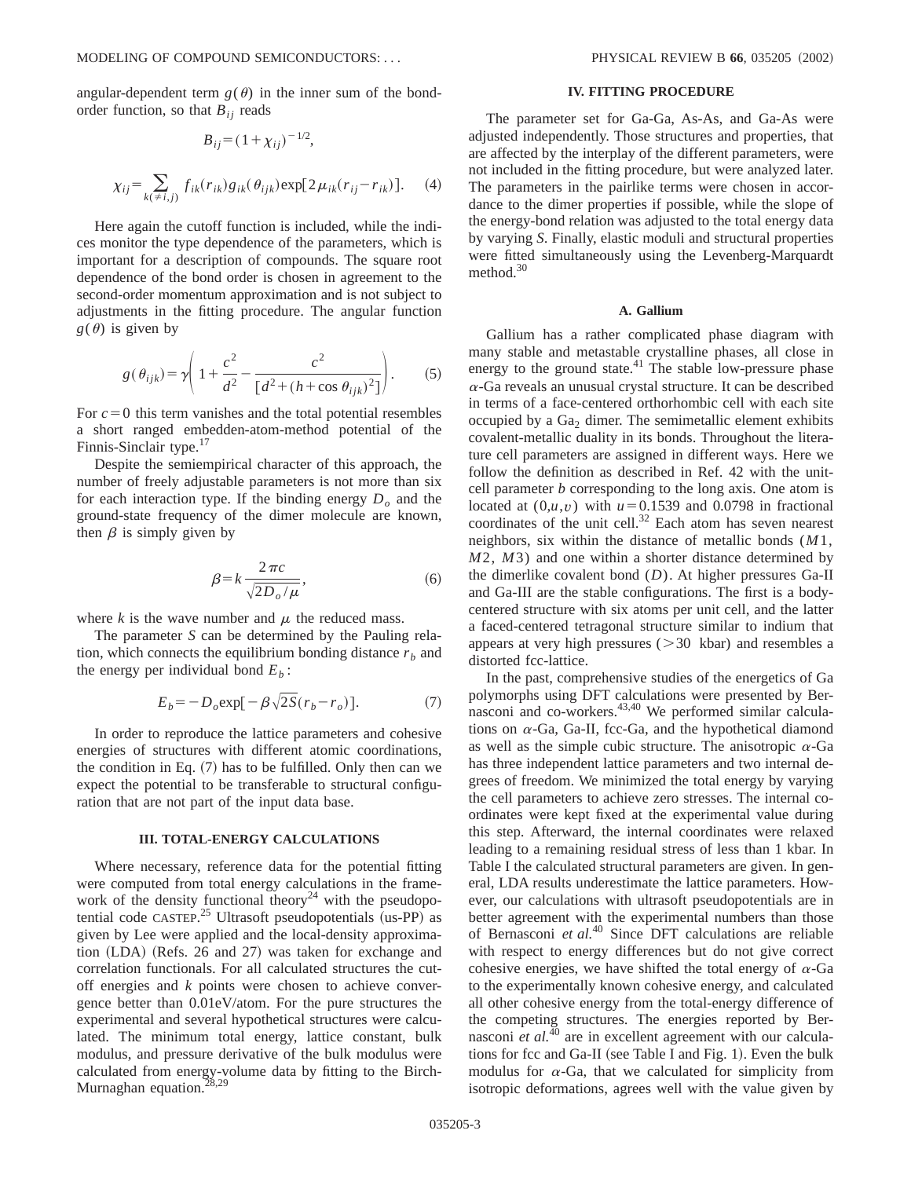angular-dependent term $g(\theta)$ in the inner sum of the bond-order function, so that $B_{ij}$ reads

$$B_{ij} = (1+\chi_{ij})^{-1/2},$$

$$\chi_{ij} = \sum_{k(\neq i,j)} f_{ik}(r_{ik}) g_{ik}(\theta_{ijk}) \exp[2\mu_{ik}(r_{ij}-r_{ik})]. \quad (4)$$

Here again the cutoff function is included, while the indices monitor the type dependence of the parameters, which is important for a description of compounds. The square root dependence of the bond order is chosen in agreement to the second-order momentum approximation and is not subject to adjustments in the fitting procedure. The angular function $g(\theta)$ is given by

$$g(\theta_{ijk}) = \gamma\left(1 + \frac{c^2}{d^2} - \frac{c^2}{[d^2 + (h+\cos\theta_{ijk})^2]}\right). \quad (5)$$

For $c=0$ this term vanishes and the total potential resembles a short ranged embedden-atom-method potential of the Finnis-Sinclair type.[17]

Despite the semiempirical character of this approach, the number of freely adjustable parameters is not more than six for each interaction type. If the binding energy $D_o$ and the ground-state frequency of the dimer molecule are known, then $\beta$ is simply given by

$$\beta = k\frac{2\pi c}{\sqrt{2D_o/\mu}}, \quad (6)$$

where $k$ is the wave number and $\mu$ the reduced mass.

The parameter $S$ can be determined by the Pauling relation, which connects the equilibrium bonding distance $r_b$ and the energy per individual bond $E_b$:

$$E_b = -D_o \exp[-\beta\sqrt{2S}(r_b - r_o)]. \quad (7)$$

In order to reproduce the lattice parameters and cohesive energies of structures with different atomic coordinations, the condition in Eq. (7) has to be fulfilled. Only then can we expect the potential to be transferable to structural configuration that are not part of the input data base.

## III. TOTAL-ENERGY CALCULATIONS

Where necessary, reference data for the potential fitting were computed from total energy calculations in the framework of the density functional theory[24] with the pseudopotential code CASTEP.[25] Ultrasoft pseudopotentials (us-PP) as given by Lee were applied and the local-density approximation (LDA) (Refs. 26 and 27) was taken for exchange and correlation functionals. For all calculated structures the cutoff energies and $k$ points were chosen to achieve convergence better than 0.01eV/atom. For the pure structures the experimental and several hypothetical structures were calculated. The minimum total energy, lattice constant, bulk modulus, and pressure derivative of the bulk modulus were calculated from energy-volume data by fitting to the Birch-Murnaghan equation.[28,29]

## IV. FITTING PROCEDURE

The parameter set for Ga-Ga, As-As, and Ga-As were adjusted independently. Those structures and properties, that are affected by the interplay of the different parameters, were not included in the fitting procedure, but were analyzed later. The parameters in the pairlike terms were chosen in accordance to the dimer properties if possible, while the slope of the energy-bond relation was adjusted to the total energy data by varying $S$. Finally, elastic moduli and structural properties were fitted simultaneously using the Levenberg-Marquardt method.[30]

### A. Gallium

Gallium has a rather complicated phase diagram with many stable and metastable crystalline phases, all close in energy to the ground state.[41] The stable low-pressure phase $\alpha$-Ga reveals an unusual crystal structure. It can be described in terms of a face-centered orthorhombic cell with each site occupied by a $Ga_2$ dimer. The semimetallic element exhibits covalent-metallic duality in its bonds. Throughout the literature cell parameters are assigned in different ways. Here we follow the definition as described in Ref. 42 with the unit-cell parameter $b$ corresponding to the long axis. One atom is located at $(0,u,v)$ with $u=0.1539$ and 0.0798 in fractional coordinates of the unit cell.[32] Each atom has seven nearest neighbors, six within the distance of metallic bonds ($M1$, $M2$, $M3$) and one within a shorter distance determined by the dimerlike covalent bond ($D$). At higher pressures Ga-II and Ga-III are the stable configurations. The first is a body-centered structure with six atoms per unit cell, and the latter a faced-centered tetragonal structure similar to indium that appears at very high pressures ($>30$ kbar) and resembles a distorted fcc-lattice.

In the past, comprehensive studies of the energetics of Ga polymorphs using DFT calculations were presented by Bernasconi and co-workers.[43,40] We performed similar calculations on $\alpha$-Ga, Ga-II, fcc-Ga, and the hypothetical diamond as well as the simple cubic structure. The anisotropic $\alpha$-Ga has three independent lattice parameters and two internal degrees of freedom. We minimized the total energy by varying the cell parameters to achieve zero stresses. The internal coordinates were kept fixed at the experimental value during this step. Afterward, the internal coordinates were relaxed leading to a remaining residual stress of less than 1 kbar. In Table I the calculated structural parameters are given. In general, LDA results underestimate the lattice parameters. However, our calculations with ultrasoft pseudopotentials are in better agreement with the experimental numbers than those of Bernasconi *et al.*[40] Since DFT calculations are reliable with respect to energy differences but do not give correct cohesive energies, we have shifted the total energy of $\alpha$-Ga to the experimentally known cohesive energy, and calculated all other cohesive energy from the total-energy difference of the competing structures. The energies reported by Bernasconi *et al.*[40] are in excellent agreement with our calculations for fcc and Ga-II (see Table I and Fig. 1). Even the bulk modulus for $\alpha$-Ga, that we calculated for simplicity from isotropic deformations, agrees well with the value given by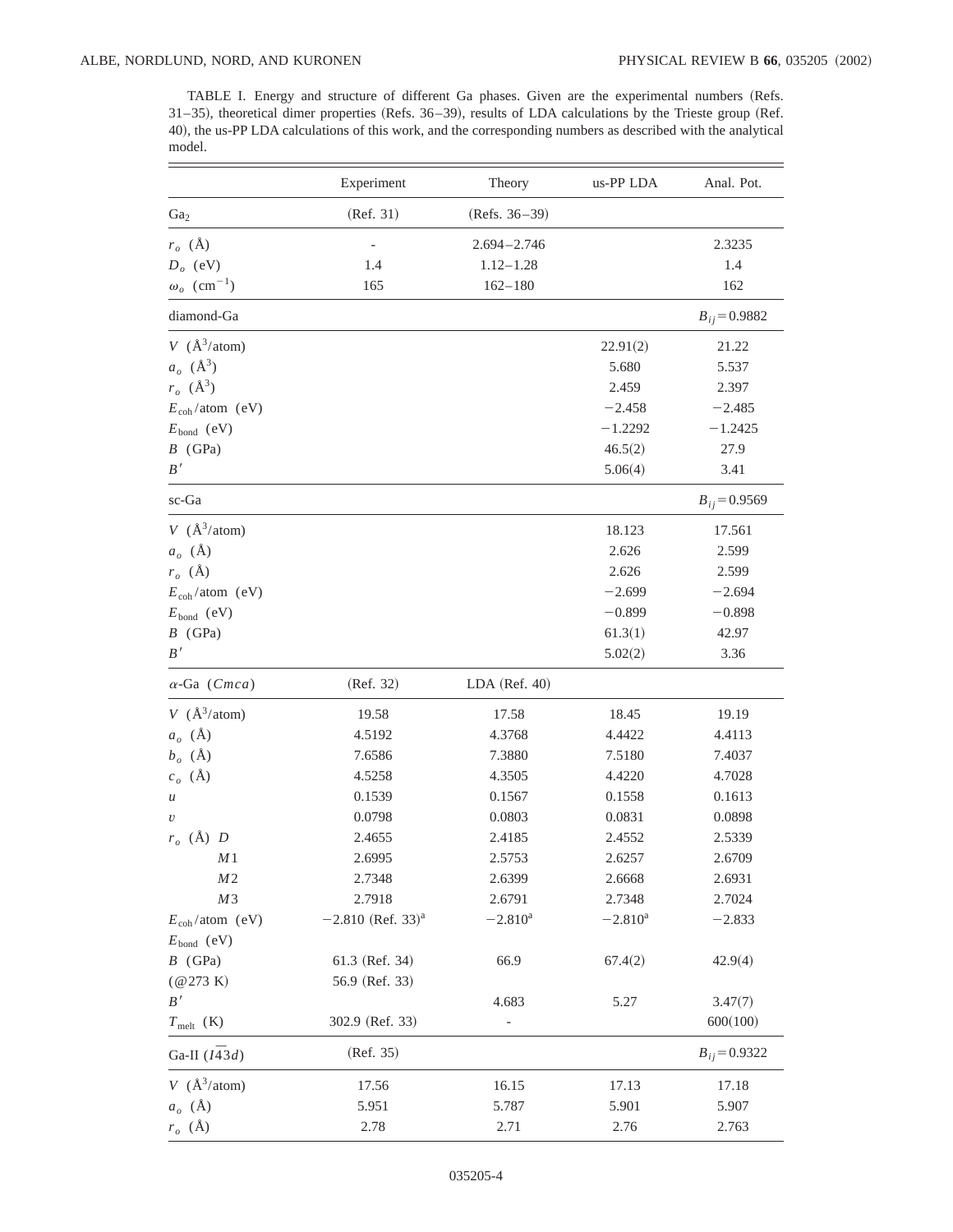TABLE I. Energy and structure of different Ga phases. Given are the experimental numbers (Refs. 31–35), theoretical dimer properties (Refs. 36–39), results of LDA calculations by the Trieste group (Ref. 40), the us-PP LDA calculations of this work, and the corresponding numbers as described with the analytical model.

| | Experiment | Theory | us-PP LDA | Anal. Pot. |
|---|---|---|---|---|
| $Ga_2$ | (Ref. 31) | (Refs. 36–39) | | |
| $r_o$ (Å) | - | 2.694–2.746 | | 2.3235 |
| $D_o$ (eV) | 1.4 | 1.12–1.28 | | 1.4 |
| $\omega_o$ ($cm^{-1}$) | 165 | 162–180 | | 162 |
| diamond-Ga | | | | $B_{ij}=0.9882$ |
| $V$ (Å$^3$/atom) | | | 22.91(2) | 21.22 |
| $a_o$ (Å$^3$) | | | 5.680 | 5.537 |
| $r_o$ (Å$^3$) | | | 2.459 | 2.397 |
| $E_{coh}$/atom (eV) | | | −2.458 | −2.485 |
| $E_{bond}$ (eV) | | | −1.2292 | −1.2425 |
| $B$ (GPa) | | | 46.5(2) | 27.9 |
| $B'$ | | | 5.06(4) | 3.41 |
| sc-Ga | | | | $B_{ij}=0.9569$ |
| $V$ (Å$^3$/atom) | | | 18.123 | 17.561 |
| $a_o$ (Å) | | | 2.626 | 2.599 |
| $r_o$ (Å) | | | 2.626 | 2.599 |
| $E_{coh}$/atom (eV) | | | −2.699 | −2.694 |
| $E_{bond}$ (eV) | | | −0.899 | −0.898 |
| $B$ (GPa) | | | 61.3(1) | 42.97 |
| $B'$ | | | 5.02(2) | 3.36 |
| $\alpha$-Ga ($Cmca$) | (Ref. 32) | LDA (Ref. 40) | | |
| $V$ (Å$^3$/atom) | 19.58 | 17.58 | 18.45 | 19.19 |
| $a_o$ (Å) | 4.5192 | 4.3768 | 4.4422 | 4.4113 |
| $b_o$ (Å) | 7.6586 | 7.3880 | 7.5180 | 7.4037 |
| $c_o$ (Å) | 4.5258 | 4.3505 | 4.4220 | 4.7028 |
| $u$ | 0.1539 | 0.1567 | 0.1558 | 0.1613 |
| $v$ | 0.0798 | 0.0803 | 0.0831 | 0.0898 |
| $r_o$ (Å) $D$ | 2.4655 | 2.4185 | 2.4552 | 2.5339 |
| $M1$ | 2.6995 | 2.5753 | 2.6257 | 2.6709 |
| $M2$ | 2.7348 | 2.6399 | 2.6668 | 2.6931 |
| $M3$ | 2.7918 | 2.6791 | 2.7348 | 2.7024 |
| $E_{coh}$/atom (eV) | −2.810 (Ref. 33)[a] | −2.810[a] | −2.810[a] | −2.833 |
| $E_{bond}$ (eV) | | | | |
| $B$ (GPa) | 61.3 (Ref. 34) | 66.9 | 67.4(2) | 42.9(4) |
| (@273 K) | 56.9 (Ref. 33) | | | |
| $B'$ | | 4.683 | 5.27 | 3.47(7) |
| $T_{melt}$ (K) | 302.9 (Ref. 33) | - | | 600(100) |
| Ga-II ($I\overline{4}3d$) | (Ref. 35) | | | $B_{ij}=0.9322$ |
| $V$ (Å$^3$/atom) | 17.56 | 16.15 | 17.13 | 17.18 |
| $a_o$ (Å) | 5.951 | 5.787 | 5.901 | 5.907 |
| $r_o$ (Å) | 2.78 | 2.71 | 2.76 | 2.763 |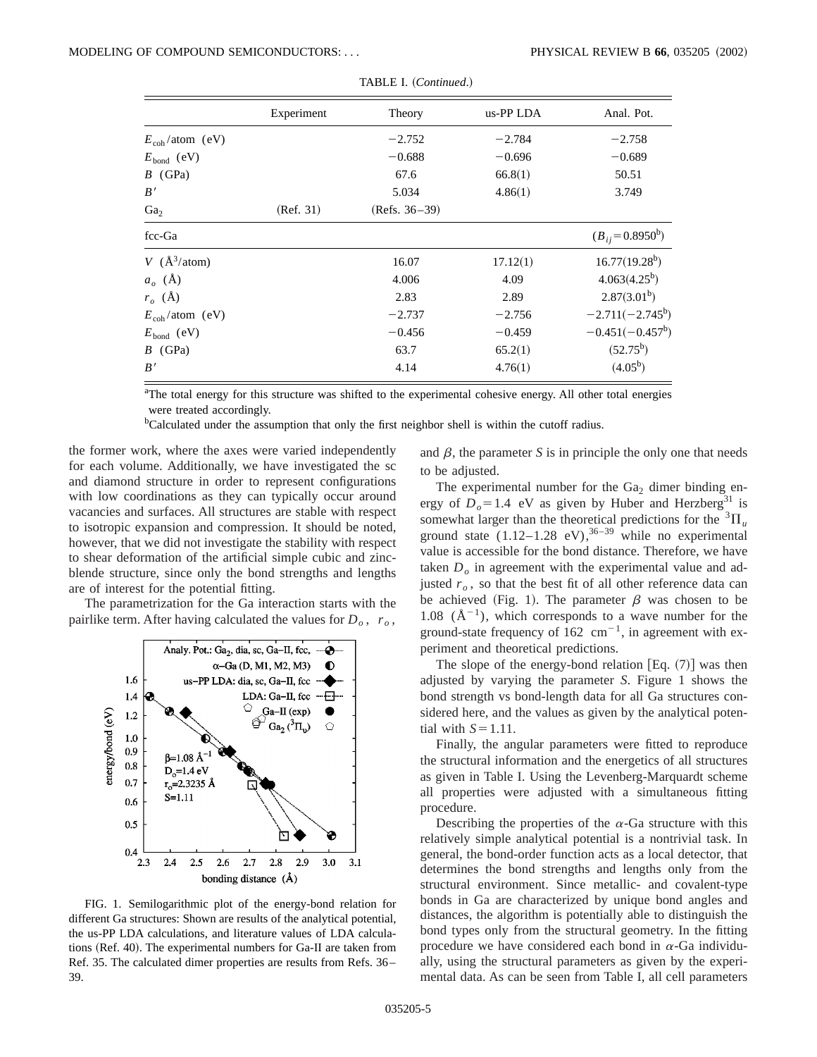TABLE I. (*Continued.*)

| | Experiment | Theory | us-PP LDA | Anal. Pot. |
|---|---|---|---|---|
| $E_{coh}$/atom (eV) | | −2.752 | −2.784 | −2.758 |
| $E_{bond}$ (eV) | | −0.688 | −0.696 | −0.689 |
| $B$ (GPa) | | 67.6 | 66.8(1) | 50.51 |
| $B'$ | | 5.034 | 4.86(1) | 3.749 |
| $Ga_2$ | (Ref. 31) | (Refs. 36–39) | | |
| fcc-Ga | | | | ($B_{ij}=0.8950^{b}$) |
| $V$ (Å$^3$/atom) | | 16.07 | 17.12(1) | 16.77(19.28$^{b}$) |
| $a_o$ (Å) | | 4.006 | 4.09 | 4.063(4.25$^{b}$) |
| $r_o$ (Å) | | 2.83 | 2.89 | 2.87(3.01$^{b}$) |
| $E_{coh}$/atom (eV) | | −2.737 | −2.756 | −2.711(−2.745$^{b}$) |
| $E_{bond}$ (eV) | | −0.456 | −0.459 | −0.451(−0.457$^{b}$) |
| $B$ (GPa) | | 63.7 | 65.2(1) | (52.75$^{b}$) |
| $B'$ | | 4.14 | 4.76(1) | (4.05$^{b}$) |

[a]The total energy for this structure was shifted to the experimental cohesive energy. All other total energies were treated accordingly.

[b]Calculated under the assumption that only the first neighbor shell is within the cutoff radius.

the former work, where the axes were varied independently for each volume. Additionally, we have investigated the sc and diamond structure in order to represent configurations with low coordinations as they can typically occur around vacancies and surfaces. All structures are stable with respect to isotropic expansion and compression. It should be noted, however, that we did not investigate the stability with respect to shear deformation of the artificial simple cubic and zincblende structure, since only the bond strengths and lengths are of interest for the potential fitting.

The parametrization for the Ga interaction starts with the pairlike term. After having calculated the values for $D_o$, $r_o$, and $\beta$, the parameter $S$ is in principle the only one that needs to be adjusted.

FIG. 1. Semilogarithmic plot of the energy-bond relation for different Ga structures: Shown are results of the analytical potential, the us-PP LDA calculations, and literature values of LDA calculations (Ref. 40). The experimental numbers for Ga-II are taken from Ref. 35. The calculated dimer properties are results from Refs. 36–39.

The experimental number for the $Ga_2$ dimer binding energy of $D_o=1.4$ eV as given by Huber and Herzberg[31] is somewhat larger than the theoretical predictions for the $^3\Pi_u$ ground state (1.12–1.28 eV),[36–39] while no experimental value is accessible for the bond distance. Therefore, we have taken $D_o$ in agreement with the experimental value and adjusted $r_o$, so that the best fit of all other reference data can be achieved (Fig. 1). The parameter $\beta$ was chosen to be 1.08 (Å$^{-1}$), which corresponds to a wave number for the ground-state frequency of 162 cm$^{-1}$, in agreement with experiment and theoretical predictions.

The slope of the energy-bond relation [Eq. (7)] was then adjusted by varying the parameter $S$. Figure 1 shows the bond strength vs bond-length data for all Ga structures considered here, and the values as given by the analytical potential with $S=1.11$.

Finally, the angular parameters were fitted to reproduce the structural information and the energetics of all structures as given in Table I. Using the Levenberg-Marquardt scheme all properties were adjusted with a simultaneous fitting procedure.

Describing the properties of the $\alpha$-Ga structure with this relatively simple analytical potential is a nontrivial task. In general, the bond-order function acts as a local detector, that determines the bond strengths and lengths only from the structural environment. Since metallic- and covalent-type bonds in Ga are characterized by unique bond angles and distances, the algorithm is potentially able to distinguish the bond types only from the structural geometry. In the fitting procedure we have considered each bond in $\alpha$-Ga individually, using the structural parameters as given by the experimental data. As can be seen from Table I, all cell parameters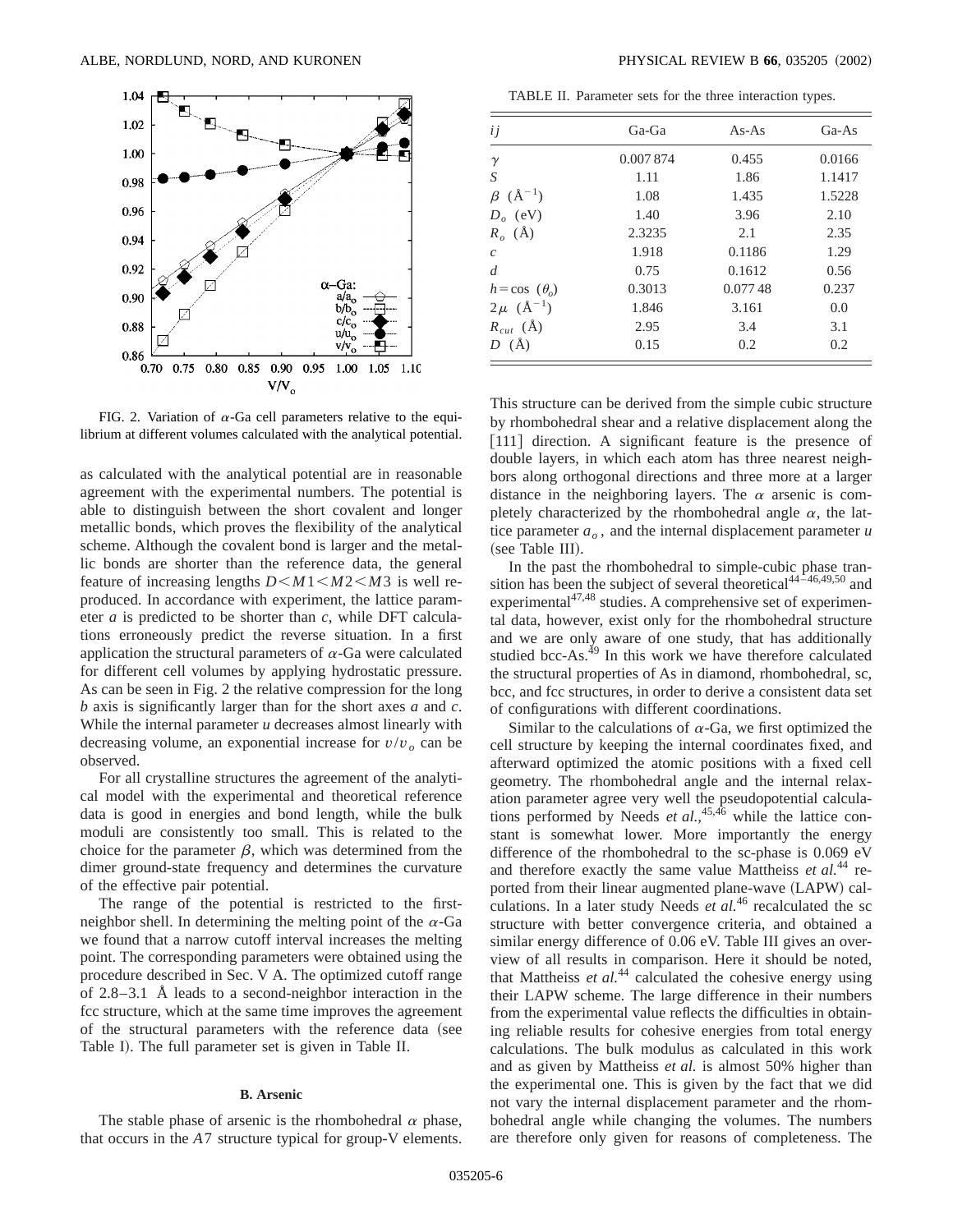FIG. 2. Variation of $\alpha$-Ga cell parameters relative to the equilibrium at different volumes calculated with the analytical potential.

TABLE II. Parameter sets for the three interaction types.

| $ij$ | Ga-Ga | As-As | Ga-As |
|---|---|---|---|
| $\gamma$ | 0.007 874 | 0.455 | 0.0166 |
| $S$ | 1.11 | 1.86 | 1.1417 |
| $\beta$ (Å$^{-1}$) | 1.08 | 1.435 | 1.5228 |
| $D_o$ (eV) | 1.40 | 3.96 | 2.10 |
| $R_o$ (Å) | 2.3235 | 2.1 | 2.35 |
| $c$ | 1.918 | 0.1186 | 1.29 |
| $d$ | 0.75 | 0.1612 | 0.56 |
| $h = \cos(\theta_o)$ | 0.3013 | 0.077 48 | 0.237 |
| $2\mu$ (Å$^{-1}$) | 1.846 | 3.161 | 0.0 |
| $R_{cut}$ (Å) | 2.95 | 3.4 | 3.1 |
| $D$ (Å) | 0.15 | 0.2 | 0.2 |

as calculated with the analytical potential are in reasonable agreement with the experimental numbers. The potential is able to distinguish between the short covalent and longer metallic bonds, which proves the flexibility of the analytical scheme. Although the covalent bond is larger and the metallic bonds are shorter than the reference data, the general feature of increasing lengths $D < M1 < M2 < M3$ is well reproduced. In accordance with experiment, the lattice parameter $a$ is predicted to be shorter than $c$, while DFT calculations erroneously predict the reverse situation. In a first application the structural parameters of $\alpha$-Ga were calculated for different cell volumes by applying hydrostatic pressure. As can be seen in Fig. 2 the relative compression for the long $b$ axis is significantly larger than for the short axes $a$ and $c$. While the internal parameter $u$ decreases almost linearly with decreasing volume, an exponential increase for $v/v_o$ can be observed.

For all crystalline structures the agreement of the analytical model with the experimental and theoretical reference data is good in energies and bond length, while the bulk moduli are consistently too small. This is related to the choice for the parameter $\beta$, which was determined from the dimer ground-state frequency and determines the curvature of the effective pair potential.

The range of the potential is restricted to the first-neighbor shell. In determining the melting point of the $\alpha$-Ga we found that a narrow cutoff interval increases the melting point. The corresponding parameters were obtained using the procedure described in Sec. V A. The optimized cutoff range of 2.8–3.1 Å leads to a second-neighbor interaction in the fcc structure, which at the same time improves the agreement of the structural parameters with the reference data (see Table I). The full parameter set is given in Table II.

### B. Arsenic

The stable phase of arsenic is the rhombohedral $\alpha$ phase, that occurs in the $A7$ structure typical for group-V elements. This structure can be derived from the simple cubic structure by rhombohedral shear and a relative displacement along the [111] direction. A significant feature is the presence of double layers, in which each atom has three nearest neighbors along orthogonal directions and three more at a larger distance in the neighboring layers. The $\alpha$ arsenic is completely characterized by the rhombohedral angle $\alpha$, the lattice parameter $a_o$, and the internal displacement parameter $u$ (see Table III).

In the past the rhombohedral to simple-cubic phase transition has been the subject of several theoretical[44–46,49,50] and experimental[47,48] studies. A comprehensive set of experimental data, however, exist only for the rhombohedral structure and we are only aware of one study, that has additionally studied bcc-As.[49] In this work we have therefore calculated the structural properties of As in diamond, rhombohedral, sc, bcc, and fcc structures, in order to derive a consistent data set of configurations with different coordinations.

Similar to the calculations of $\alpha$-Ga, we first optimized the cell structure by keeping the internal coordinates fixed, and afterward optimized the atomic positions with a fixed cell geometry. The rhombohedral angle and the internal relaxation parameter agree very well the pseudopotential calculations performed by Needs *et al.*,[45,46] while the lattice constant is somewhat lower. More importantly the energy difference of the rhombohedral to the sc-phase is 0.069 eV and therefore exactly the same value Mattheiss *et al.*[44] reported from their linear augmented plane-wave (LAPW) calculations. In a later study Needs *et al.*[46] recalculated the sc structure with better convergence criteria, and obtained a similar energy difference of 0.06 eV. Table III gives an overview of all results in comparison. Here it should be noted, that Mattheiss *et al.*[44] calculated the cohesive energy using their LAPW scheme. The large difference in their numbers from the experimental value reflects the difficulties in obtaining reliable results for cohesive energies from total energy calculations. The bulk modulus as calculated in this work and as given by Mattheiss *et al.* is almost 50% higher than the experimental one. This is given by the fact that we did not vary the internal displacement parameter and the rhombohedral angle while changing the volumes. The numbers are therefore only given for reasons of completeness. The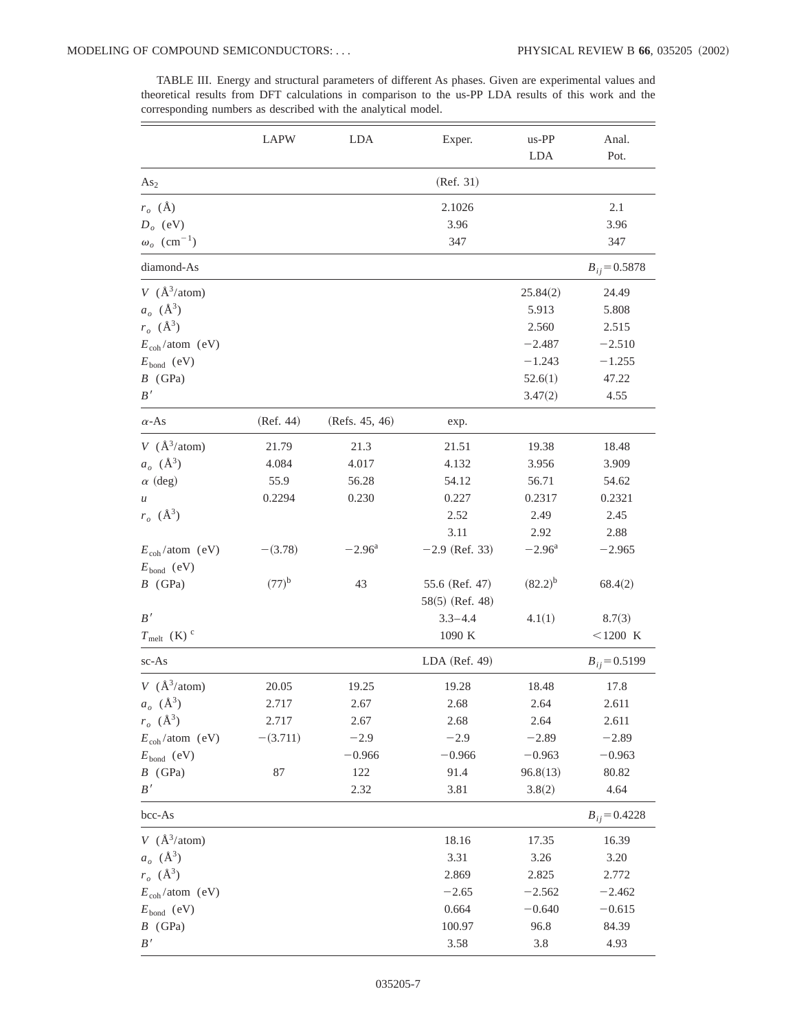TABLE III. Energy and structural parameters of different As phases. Given are experimental values and theoretical results from DFT calculations in comparison to the us-PP LDA results of this work and the corresponding numbers as described with the analytical model.

| | LAPW | LDA | Exper. | us-PP LDA | Anal. Pot. |
|---|---|---|---|---|---|
| $As_2$ | | | (Ref. 31) | | |
| $r_o$ (Å) | | | 2.1026 | | 2.1 |
| $D_o$ (eV) | | | 3.96 | | 3.96 |
| $\omega_o$ ($cm^{-1}$) | | | 347 | | 347 |
| diamond-As | | | | | $B_{ij}=0.5878$ |
| $V$ (Å$^3$/atom) | | | | 25.84(2) | 24.49 |
| $a_o$ (Å$^3$) | | | | 5.913 | 5.808 |
| $r_o$ (Å$^3$) | | | | 2.560 | 2.515 |
| $E_{coh}$/atom (eV) | | | | −2.487 | −2.510 |
| $E_{bond}$ (eV) | | | | −1.243 | −1.255 |
| $B$ (GPa) | | | | 52.6(1) | 47.22 |
| $B'$ | | | | 3.47(2) | 4.55 |
| $\alpha$-As | (Ref. 44) | (Refs. 45, 46) | exp. | | |
| $V$ (Å$^3$/atom) | 21.79 | 21.3 | 21.51 | 19.38 | 18.48 |
| $a_o$ (Å$^3$) | 4.084 | 4.017 | 4.132 | 3.956 | 3.909 |
| $\alpha$ (deg) | 55.9 | 56.28 | 54.12 | 56.71 | 54.62 |
| $u$ | 0.2294 | 0.230 | 0.227 | 0.2317 | 0.2321 |
| $r_o$ (Å$^3$) | | | 2.52 | 2.49 | 2.45 |
| | | | 3.11 | 2.92 | 2.88 |
| $E_{coh}$/atom (eV) | −(3.78) | −2.96[a] | −2.9 (Ref. 33) | −2.96[a] | −2.965 |
| $E_{bond}$ (eV) | | | | | |
| $B$ (GPa) | (77)[b] | 43 | 55.6 (Ref. 47) | (82.2)[b] | 68.4(2) |
| | | | 58(5) (Ref. 48) | | |
| $B'$ | | | 3.3–4.4 | 4.1(1) | 8.7(3) |
| $T_{melt}$ (K) [c] | | | 1090 K | | <1200 K |
| sc-As | | | LDA (Ref. 49) | | $B_{ij}=0.5199$ |
| $V$ (Å$^3$/atom) | 20.05 | 19.25 | 19.28 | 18.48 | 17.8 |
| $a_o$ (Å$^3$) | 2.717 | 2.67 | 2.68 | 2.64 | 2.611 |
| $r_o$ (Å$^3$) | 2.717 | 2.67 | 2.68 | 2.64 | 2.611 |
| $E_{coh}$/atom (eV) | −(3.711) | −2.9 | −2.9 | −2.89 | −2.89 |
| $E_{bond}$ (eV) | | −0.966 | −0.966 | −0.963 | −0.963 |
| $B$ (GPa) | 87 | 122 | 91.4 | 96.8(13) | 80.82 |
| $B'$ | | 2.32 | 3.81 | 3.8(2) | 4.64 |
| bcc-As | | | | | $B_{ij}=0.4228$ |
| $V$ (Å$^3$/atom) | | | 18.16 | 17.35 | 16.39 |
| $a_o$ (Å$^3$) | | | 3.31 | 3.26 | 3.20 |
| $r_o$ (Å$^3$) | | | 2.869 | 2.825 | 2.772 |
| $E_{coh}$/atom (eV) | | | −2.65 | −2.562 | −2.462 |
| $E_{bond}$ (eV) | | | 0.664 | −0.640 | −0.615 |
| $B$ (GPa) | | | 100.97 | 96.8 | 84.39 |
| $B'$ | | | 3.58 | 3.8 | 4.93 |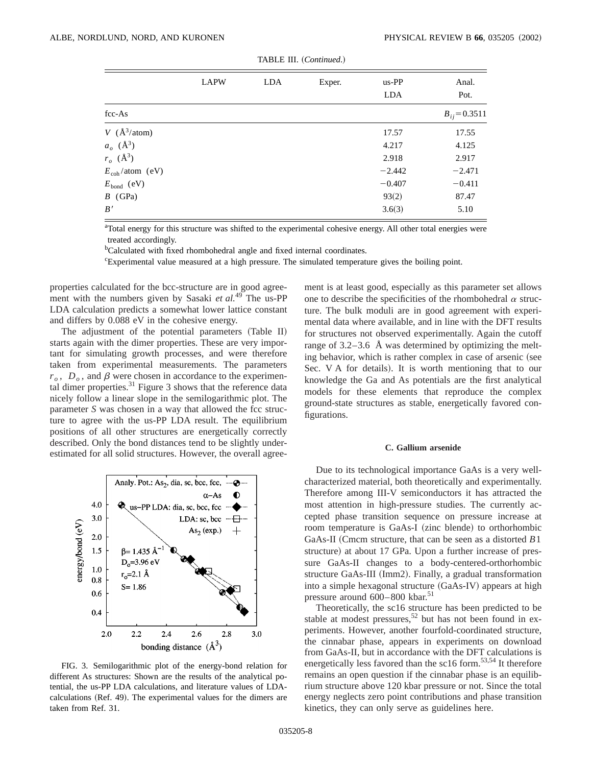TABLE III. (*Continued.*)

| | LAPW | LDA | Exper. | us-PP LDA | Anal. Pot. |
|---|---|---|---|---|---|
| fcc-As | | | | | $B_{ij}=0.3511$ |
| $V$ (Å$^3$/atom) | | | | 17.57 | 17.55 |
| $a_o$ (Å$^3$) | | | | 4.217 | 4.125 |
| $r_o$ (Å$^3$) | | | | 2.918 | 2.917 |
| $E_{coh}$/atom (eV) | | | | −2.442 | −2.471 |
| $E_{bond}$ (eV) | | | | −0.407 | −0.411 |
| $B$ (GPa) | | | | 93(2) | 87.47 |
| $B'$ | | | | 3.6(3) | 5.10 |

[a]Total energy for this structure was shifted to the experimental cohesive energy. All other total energies were treated accordingly.

[b]Calculated with fixed rhombohedral angle and fixed internal coordinates.

[c]Experimental value measured at a high pressure. The simulated temperature gives the boiling point.

properties calculated for the bcc-structure are in good agreement with the numbers given by Sasaki *et al.*[49] The us-PP LDA calculation predicts a somewhat lower lattice constant and differs by 0.088 eV in the cohesive energy.

The adjustment of the potential parameters (Table II) starts again with the dimer properties. These are very important for simulating growth processes, and were therefore taken from experimental measurements. The parameters $r_o$, $D_o$, and $\beta$ were chosen in accordance to the experimental dimer properties.[31] Figure 3 shows that the reference data nicely follow a linear slope in the semilogarithmic plot. The parameter $S$ was chosen in a way that allowed the fcc structure to agree with the us-PP LDA result. The equilibrium positions of all other structures are energetically correctly described. Only the bond distances tend to be slightly underestimated for all solid structures. However, the overall agreement is at least good, especially as this parameter set allows one to describe the specificities of the rhombohedral $\alpha$ structure. The bulk moduli are in good agreement with experimental data where available, and in line with the DFT results for structures not observed experimentally. Again the cutoff range of 3.2–3.6 Å was determined by optimizing the melting behavior, which is rather complex in case of arsenic (see Sec. V A for details). It is worth mentioning that to our knowledge the Ga and As potentials are the first analytical models for these elements that reproduce the complex ground-state structures as stable, energetically favored configurations.

FIG. 3. Semilogarithmic plot of the energy-bond relation for different As structures: Shown are the results of the analytical potential, the us-PP LDA calculations, and literature values of LDA-calculations (Ref. 49). The experimental values for the dimers are taken from Ref. 31.

### C. Gallium arsenide

Due to its technological importance GaAs is a very well-characterized material, both theoretically and experimentally. Therefore among III-V semiconductors it has attracted the most attention in high-pressure studies. The currently accepted phase transition sequence on pressure increase at room temperature is GaAs-I (zinc blende) to orthorhombic GaAs-II (Cmcm structure, that can be seen as a distorted $B1$ structure) at about 17 GPa. Upon a further increase of pressure GaAs-II changes to a body-centered-orthorhombic structure GaAs-III (Imm2). Finally, a gradual transformation into a simple hexagonal structure (GaAs-IV) appears at high pressure around 600–800 kbar.[51]

Theoretically, the sc16 structure has been predicted to be stable at modest pressures,[52] but has not been found in experiments. However, another fourfold-coordinated structure, the cinnabar phase, appears in experiments on download from GaAs-II, but in accordance with the DFT calculations is energetically less favored than the sc16 form.[53,54] It therefore remains an open question if the cinnabar phase is an equilibrium structure above 120 kbar pressure or not. Since the total energy neglects zero point contributions and phase transition kinetics, they can only serve as guidelines here.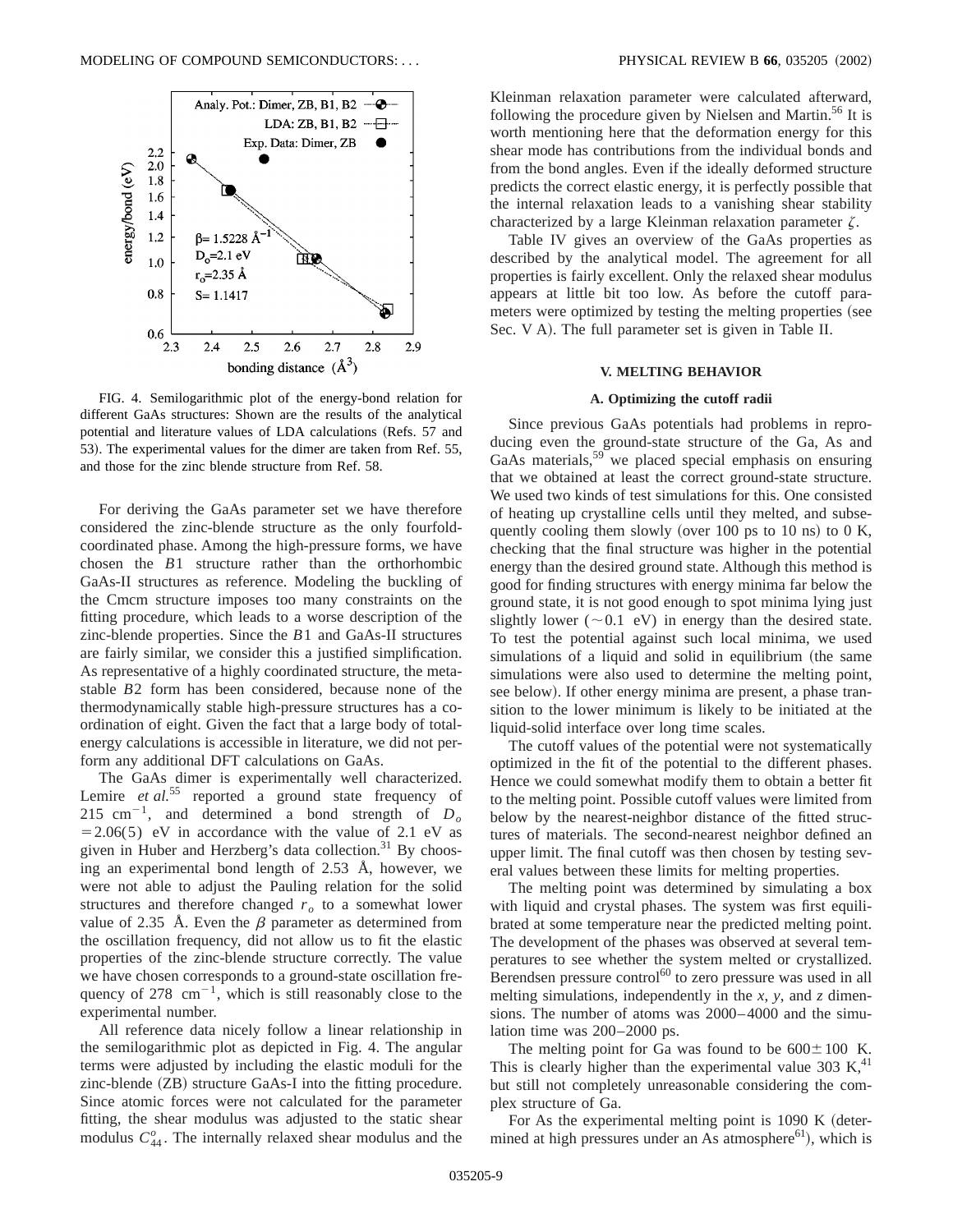FIG. 4. Semilogarithmic plot of the energy-bond relation for different GaAs structures: Shown are the results of the analytical potential and literature values of LDA calculations (Refs. 57 and 53). The experimental values for the dimer are taken from Ref. 55, and those for the zinc blende structure from Ref. 58.

For deriving the GaAs parameter set we have therefore considered the zinc-blende structure as the only fourfold-coordinated phase. Among the high-pressure forms, we have chosen the $B1$ structure rather than the orthorhombic GaAs-II structures as reference. Modeling the buckling of the Cmcm structure imposes too many constraints on the fitting procedure, which leads to a worse description of the zinc-blende properties. Since the $B1$ and GaAs-II structures are fairly similar, we consider this a justified simplification. As representative of a highly coordinated structure, the metastable $B2$ form has been considered, because none of the thermodynamically stable high-pressure structures has a coordination of eight. Given the fact that a large body of total-energy calculations is accessible in literature, we did not perform any additional DFT calculations on GaAs.

The GaAs dimer is experimentally well characterized. Lemire *et al.*[55] reported a ground state frequency of 215 $\mathrm{cm}^{-1}$, and determined a bond strength of $D_o = 2.06(5)$ eV in accordance with the value of 2.1 eV as given in Huber and Herzberg's data collection.[31] By choosing an experimental bond length of 2.53 Å, however, we were not able to adjust the Pauling relation for the solid structures and therefore changed $r_o$ to a somewhat lower value of 2.35 Å. Even the $\beta$ parameter as determined from the oscillation frequency, did not allow us to fit the elastic properties of the zinc-blende structure correctly. The value we have chosen corresponds to a ground-state oscillation frequency of 278 $\mathrm{cm}^{-1}$, which is still reasonably close to the experimental number.

All reference data nicely follow a linear relationship in the semilogarithmic plot as depicted in Fig. 4. The angular terms were adjusted by including the elastic moduli for the zinc-blende (ZB) structure GaAs-I into the fitting procedure. Since atomic forces were not calculated for the parameter fitting, the shear modulus was adjusted to the static shear modulus $C_{44}^{o}$. The internally relaxed shear modulus and the Kleinman relaxation parameter were calculated afterward, following the procedure given by Nielsen and Martin.[56] It is worth mentioning here that the deformation energy for this shear mode has contributions from the individual bonds and from the bond angles. Even if the ideally deformed structure predicts the correct elastic energy, it is perfectly possible that the internal relaxation leads to a vanishing shear stability characterized by a large Kleinman relaxation parameter $\zeta$.

Table IV gives an overview of the GaAs properties as described by the analytical model. The agreement for all properties is fairly excellent. Only the relaxed shear modulus appears at little bit too low. As before the cutoff parameters were optimized by testing the melting properties (see Sec. V A). The full parameter set is given in Table II.

## V. MELTING BEHAVIOR

### A. Optimizing the cutoff radii

Since previous GaAs potentials had problems in reproducing even the ground-state structure of the Ga, As and GaAs materials,[59] we placed special emphasis on ensuring that we obtained at least the correct ground-state structure. We used two kinds of test simulations for this. One consisted of heating up crystalline cells until they melted, and subsequently cooling them slowly (over 100 ps to 10 ns) to 0 K, checking that the final structure was higher in the potential energy than the desired ground state. Although this method is good for finding structures with energy minima far below the ground state, it is not good enough to spot minima lying just slightly lower ($\sim 0.1$ eV) in energy than the desired state. To test the potential against such local minima, we used simulations of a liquid and solid in equilibrium (the same simulations were also used to determine the melting point, see below). If other energy minima are present, a phase transition to the lower minimum is likely to be initiated at the liquid-solid interface over long time scales.

The cutoff values of the potential were not systematically optimized in the fit of the potential to the different phases. Hence we could somewhat modify them to obtain a better fit to the melting point. Possible cutoff values were limited from below by the nearest-neighbor distance of the fitted structures of materials. The second-nearest neighbor defined an upper limit. The final cutoff was then chosen by testing several values between these limits for melting properties.

The melting point was determined by simulating a box with liquid and crystal phases. The system was first equilibrated at some temperature near the predicted melting point. The development of the phases was observed at several temperatures to see whether the system melted or crystallized. Berendsen pressure control[60] to zero pressure was used in all melting simulations, independently in the $x$, $y$, and $z$ dimensions. The number of atoms was 2000–4000 and the simulation time was 200–2000 ps.

The melting point for Ga was found to be $600 \pm 100$ K. This is clearly higher than the experimental value 303 K,[41] but still not completely unreasonable considering the complex structure of Ga.

For As the experimental melting point is 1090 K (determined at high pressures under an As atmosphere[61]), which is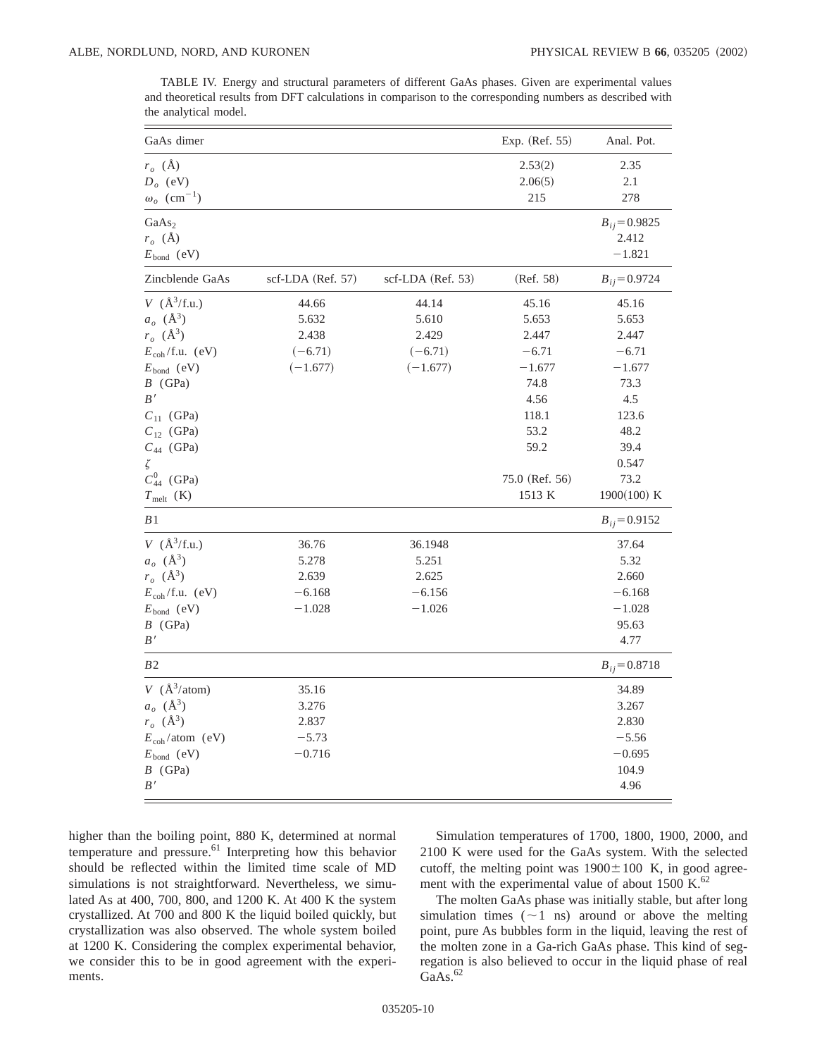TABLE IV. Energy and structural parameters of different GaAs phases. Given are experimental values and theoretical results from DFT calculations in comparison to the corresponding numbers as described with the analytical model.

| GaAs dimer | | | Exp. (Ref. 55) | Anal. Pot. |
|---|---|---|---|---|
| $r_o$ (Å) | | | 2.53(2) | 2.35 |
| $D_o$ (eV) | | | 2.06(5) | 2.1 |
| $\omega_o$ ($\mathrm{cm}^{-1}$) | | | 215 | 278 |
| $GaAs_2$ | | | | $B_{ij}=0.9825$ |
| $r_o$ (Å) | | | | 2.412 |
| $E_{\mathrm{bond}}$ (eV) | | | | −1.821 |
| Zincblende GaAs | scf-LDA (Ref. 57) | scf-LDA (Ref. 53) | (Ref. 58) | $B_{ij}=0.9724$ |
| $V$ (Å$^3$/f.u.) | 44.66 | 44.14 | 45.16 | 45.16 |
| $a_o$ (Å$^3$) | 5.632 | 5.610 | 5.653 | 5.653 |
| $r_o$ (Å$^3$) | 2.438 | 2.429 | 2.447 | 2.447 |
| $E_{\mathrm{coh}}$/f.u. (eV) | (−6.71) | (−6.71) | −6.71 | −6.71 |
| $E_{\mathrm{bond}}$ (eV) | (−1.677) | (−1.677) | −1.677 | −1.677 |
| $B$ (GPa) | | | 74.8 | 73.3 |
| $B'$ | | | 4.56 | 4.5 |
| $C_{11}$ (GPa) | | | 118.1 | 123.6 |
| $C_{12}$ (GPa) | | | 53.2 | 48.2 |
| $C_{44}$ (GPa) | | | 59.2 | 39.4 |
| $\zeta$ | | | | 0.547 |
| $C_{44}^0$ (GPa) | | | 75.0 (Ref. 56) | 73.2 |
| $T_{\mathrm{melt}}$ (K) | | | 1513 K | 1900(100) K |
| $B1$ | | | | $B_{ij}=0.9152$ |
| $V$ (Å$^3$/f.u.) | 36.76 | 36.1948 | | 37.64 |
| $a_o$ (Å$^3$) | 5.278 | 5.251 | | 5.32 |
| $r_o$ (Å$^3$) | 2.639 | 2.625 | | 2.660 |
| $E_{\mathrm{coh}}$/f.u. (eV) | −6.168 | −6.156 | | −6.168 |
| $E_{\mathrm{bond}}$ (eV) | −1.028 | −1.026 | | −1.028 |
| $B$ (GPa) | | | | 95.63 |
| $B'$ | | | | 4.77 |
| $B2$ | | | | $B_{ij}=0.8718$ |
| $V$ (Å$^3$/atom) | 35.16 | | | 34.89 |
| $a_o$ (Å$^3$) | 3.276 | | | 3.267 |
| $r_o$ (Å$^3$) | 2.837 | | | 2.830 |
| $E_{\mathrm{coh}}$/atom (eV) | −5.73 | | | −5.56 |
| $E_{\mathrm{bond}}$ (eV) | −0.716 | | | −0.695 |
| $B$ (GPa) | | | | 104.9 |
| $B'$ | | | | 4.96 |

higher than the boiling point, 880 K, determined at normal temperature and pressure.[61] Interpreting how this behavior should be reflected within the limited time scale of MD simulations is not straightforward. Nevertheless, we simulated As at 400, 700, 800, and 1200 K. At 400 K the system crystallized. At 700 and 800 K the liquid boiled quickly, but crystallization was also observed. The whole system boiled at 1200 K. Considering the complex experimental behavior, we consider this to be in good agreement with the experiments.

Simulation temperatures of 1700, 1800, 1900, 2000, and 2100 K were used for the GaAs system. With the selected cutoff, the melting point was $1900\pm100$ K, in good agreement with the experimental value of about 1500 K.[62]

The molten GaAs phase was initially stable, but after long simulation times ($\sim 1$ ns) around or above the melting point, pure As bubbles form in the liquid, leaving the rest of the molten zone in a Ga-rich GaAs phase. This kind of segregation is also believed to occur in the liquid phase of real GaAs.[62]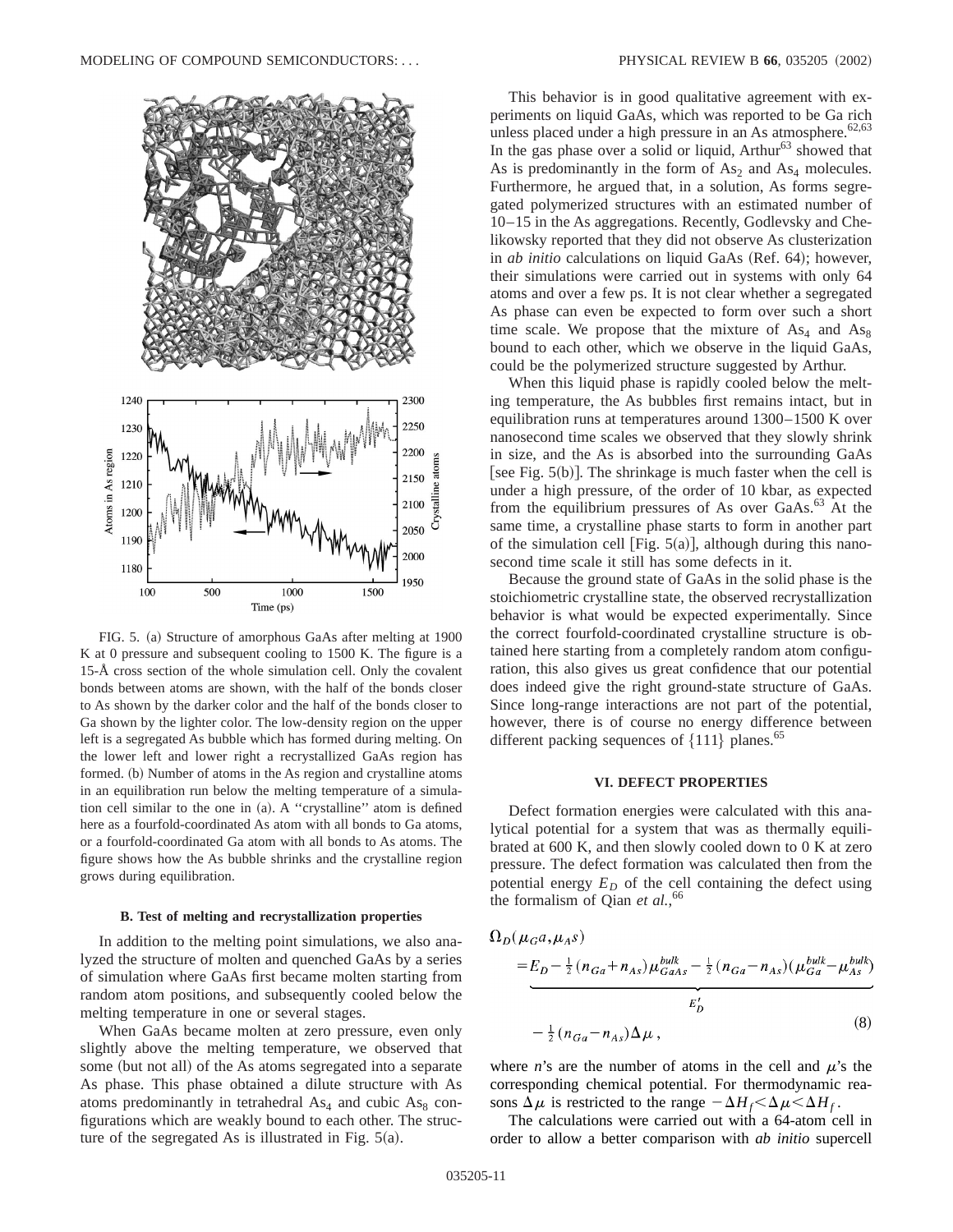FIG. 5. (a) Structure of amorphous GaAs after melting at 1900 K at 0 pressure and subsequent cooling to 1500 K. The figure is a 15-Å cross section of the whole simulation cell. Only the covalent bonds between atoms are shown, with the half of the bonds closer to As shown by the darker color and the half of the bonds closer to Ga shown by the lighter color. The low-density region on the upper left is a segregated As bubble which has formed during melting. On the lower left and lower right a recrystallized GaAs region has formed. (b) Number of atoms in the As region and crystalline atoms in an equilibration run below the melting temperature of a simulation cell similar to the one in (a). A "crystalline" atom is defined here as a fourfold-coordinated As atom with all bonds to Ga atoms, or a fourfold-coordinated Ga atom with all bonds to As atoms. The figure shows how the As bubble shrinks and the crystalline region grows during equilibration.

### B. Test of melting and recrystallization properties

In addition to the melting point simulations, we also analyzed the structure of molten and quenched GaAs by a series of simulation where GaAs first became molten starting from random atom positions, and subsequently cooled below the melting temperature in one or several stages.

When GaAs became molten at zero pressure, even only slightly above the melting temperature, we observed that some (but not all) of the As atoms segregated into a separate As phase. This phase obtained a dilute structure with As atoms predominantly in tetrahedral $As_4$ and cubic $As_8$ configurations which are weakly bound to each other. The structure of the segregated As is illustrated in Fig. 5(a).

This behavior is in good qualitative agreement with experiments on liquid GaAs, which was reported to be Ga rich unless placed under a high pressure in an As atmosphere.[62,63] In the gas phase over a solid or liquid, Arthur[63] showed that As is predominantly in the form of $As_2$ and $As_4$ molecules. Furthermore, he argued that, in a solution, As forms segregated polymerized structures with an estimated number of 10–15 in the As aggregations. Recently, Godlevsky and Chelikowsky reported that they did not observe As clusterization in *ab initio* calculations on liquid GaAs (Ref. 64); however, their simulations were carried out in systems with only 64 atoms and over a few ps. It is not clear whether a segregated As phase can even be expected to form over such a short time scale. We propose that the mixture of $As_4$ and $As_8$ bound to each other, which we observe in the liquid GaAs, could be the polymerized structure suggested by Arthur.

When this liquid phase is rapidly cooled below the melting temperature, the As bubbles first remains intact, but in equilibration runs at temperatures around 1300–1500 K over nanosecond time scales we observed that they slowly shrink in size, and the As is absorbed into the surrounding GaAs [see Fig. 5(b)]. The shrinkage is much faster when the cell is under a high pressure, of the order of 10 kbar, as expected from the equilibrium pressures of As over GaAs.[63] At the same time, a crystalline phase starts to form in another part of the simulation cell [Fig. 5(a)], although during this nanosecond time scale it still has some defects in it.

Because the ground state of GaAs in the solid phase is the stoichiometric crystalline state, the observed recrystallization behavior is what would be expected experimentally. Since the correct fourfold-coordinated crystalline structure is obtained here starting from a completely random atom configuration, this also gives us great confidence that our potential does indeed give the right ground-state structure of GaAs. Since long-range interactions are not part of the potential, however, there is of course no energy difference between different packing sequences of {111} planes.[65]

## VI. DEFECT PROPERTIES

Defect formation energies were calculated with this analytical potential for a system that was as thermally equilibrated at 600 K, and then slowly cooled down to 0 K at zero pressure. The defect formation was calculated then from the potential energy $E_D$ of the cell containing the defect using the formalism of Qian *et al.*,[66]

$$
\Omega_D(\mu_G a, \mu_A s) = \underbrace{E_D - \tfrac{1}{2}(n_{Ga}+n_{As})\mu_{GaAs}^{bulk} - \tfrac{1}{2}(n_{Ga}-n_{As})(\mu_{Ga}^{bulk}-\mu_{As}^{bulk})}_{E_D'} - \tfrac{1}{2}(n_{Ga}-n_{As})\Delta\mu, \tag{8}
$$

where $n$'s are the number of atoms in the cell and $\mu$'s the corresponding chemical potential. For thermodynamic reasons $\Delta\mu$ is restricted to the range $-\Delta H_f < \Delta\mu < \Delta H_f$.

The calculations were carried out with a 64-atom cell in order to allow a better comparison with *ab initio* supercell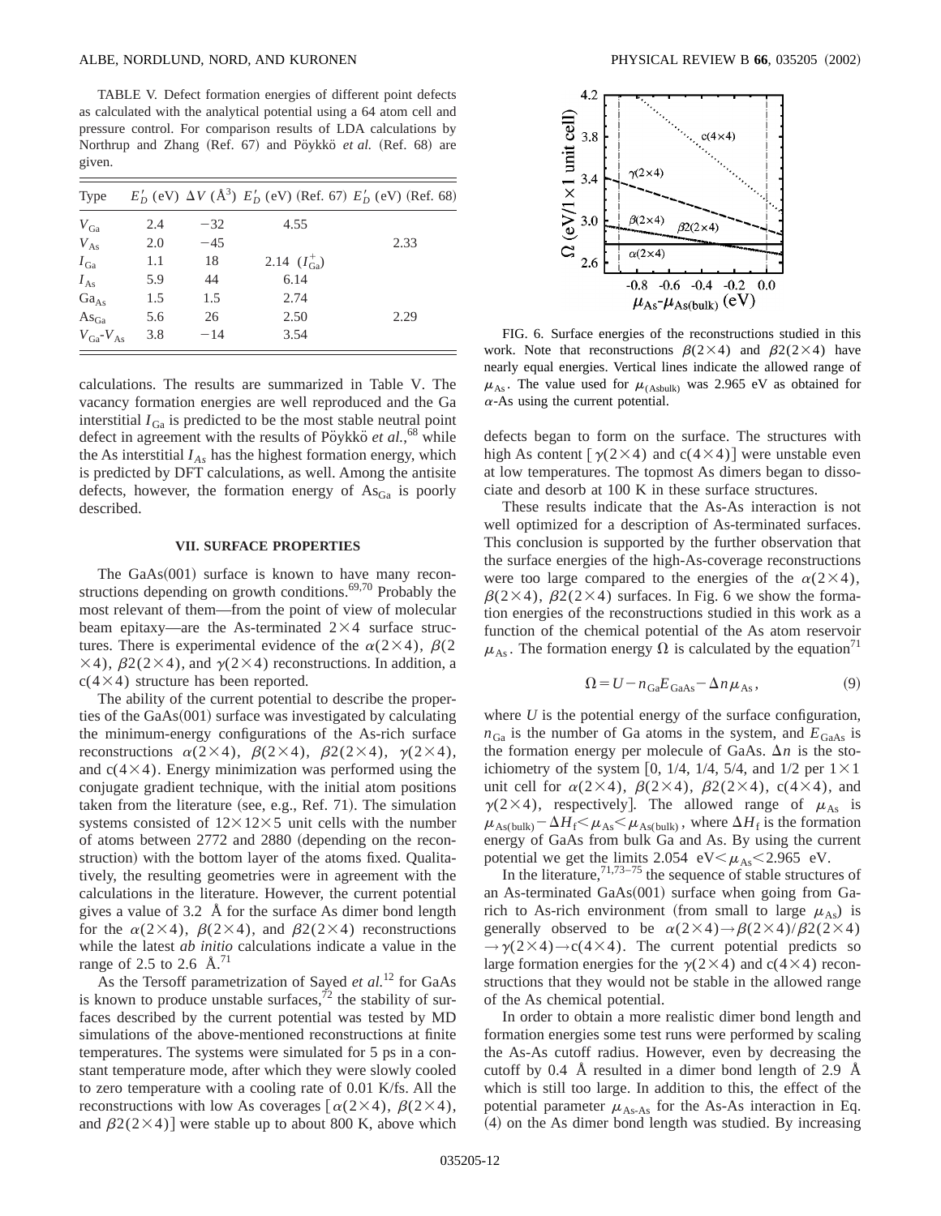TABLE V. Defect formation energies of different point defects as calculated with the analytical potential using a 64 atom cell and pressure control. For comparison results of LDA calculations by Northrup and Zhang (Ref. 67) and Pöykkö *et al.* (Ref. 68) are given.

| Type | $E_D^f$ (eV) | $\Delta V$ (Å$^3$) | $E_D^f$ (eV) (Ref. 67) | $E_D^f$ (eV) (Ref. 68) |
|---|---|---|---|---|
| $V_{Ga}$ | 2.4 | −32 | 4.55 | |
| $V_{As}$ | 2.0 | −45 | | 2.33 |
| $I_{Ga}$ | 1.1 | 18 | 2.14 ($I_{Ga}^+$) | |
| $I_{As}$ | 5.9 | 44 | 6.14 | |
| $Ga_{As}$ | 1.5 | 1.5 | 2.74 | |
| $As_{Ga}$ | 5.6 | 26 | 2.50 | 2.29 |
| $V_{Ga}$-$V_{As}$ | 3.8 | −14 | 3.54 | |

calculations. The results are summarized in Table V. The vacancy formation energies are well reproduced and the Ga interstitial $I_{Ga}$ is predicted to be the most stable neutral point defect in agreement with the results of Pöykkö *et al.*,[68] while the As interstitial $I_{As}$ has the highest formation energy, which is predicted by DFT calculations, as well. Among the antisite defects, however, the formation energy of $As_{Ga}$ is poorly described.

## VII. SURFACE PROPERTIES

The GaAs(001) surface is known to have many reconstructions depending on growth conditions.[69,70] Probably the most relevant of them—from the point of view of molecular beam epitaxy—are the As-terminated $2\times4$ surface structures. There is experimental evidence of the $\alpha(2\times4)$, $\beta(2\times4)$, $\beta2(2\times4)$, and $\gamma(2\times4)$ reconstructions. In addition, a $c(4\times4)$ structure has been reported.

The ability of the current potential to describe the properties of the GaAs(001) surface was investigated by calculating the minimum-energy configurations of the As-rich surface reconstructions $\alpha(2\times4)$, $\beta(2\times4)$, $\beta2(2\times4)$, $\gamma(2\times4)$, and $c(4\times4)$. Energy minimization was performed using the conjugate gradient technique, with the initial atom positions taken from the literature (see, e.g., Ref. 71). The simulation systems consisted of $12\times12\times5$ unit cells with the number of atoms between 2772 and 2880 (depending on the reconstruction) with the bottom layer of the atoms fixed. Qualitatively, the resulting geometries were in agreement with the calculations in the literature. However, the current potential gives a value of 3.2 Å for the surface As dimer bond length for the $\alpha(2\times4)$, $\beta(2\times4)$, and $\beta2(2\times4)$ reconstructions while the latest *ab initio* calculations indicate a value in the range of 2.5 to 2.6 Å.[71]

As the Tersoff parametrization of Sayed *et al.*[12] for GaAs is known to produce unstable surfaces,[72] the stability of surfaces described by the current potential was tested by MD simulations of the above-mentioned reconstructions at finite temperatures. The systems were simulated for 5 ps in a constant temperature mode, after which they were slowly cooled to zero temperature with a cooling rate of 0.01 K/fs. All the reconstructions with low As coverages [$\alpha(2\times4)$, $\beta(2\times4)$, and $\beta2(2\times4)$] were stable up to about 800 K, above which

FIG. 6. Surface energies of the reconstructions studied in this work. Note that reconstructions $\beta(2\times4)$ and $\beta2(2\times4)$ have nearly equal energies. Vertical lines indicate the allowed range of $\mu_{As}$. The value used for $\mu_{(As bulk)}$ was 2.965 eV as obtained for $\alpha$-As using the current potential.

defects began to form on the surface. The structures with high As content [$\gamma(2\times4)$ and $c(4\times4)$] were unstable even at low temperatures. The topmost As dimers began to dissociate and desorb at 100 K in these surface structures.

These results indicate that the As-As interaction is not well optimized for a description of As-terminated surfaces. This conclusion is supported by the further observation that the surface energies of the high-As-coverage reconstructions were too large compared to the energies of the $\alpha(2\times4)$, $\beta(2\times4)$, $\beta2(2\times4)$ surfaces. In Fig. 6 we show the formation energies of the reconstructions studied in this work as a function of the chemical potential of the As atom reservoir $\mu_{As}$. The formation energy $\Omega$ is calculated by the equation[71]

$$\Omega = U - n_{Ga}E_{GaAs} - \Delta n \mu_{As}, \tag{9}$$

where $U$ is the potential energy of the surface configuration, $n_{Ga}$ is the number of Ga atoms in the system, and $E_{GaAs}$ is the formation energy per molecule of GaAs. $\Delta n$ is the stoichiometry of the system [0, 1/4, 1/4, 5/4, and 1/2 per $1\times1$ unit cell for $\alpha(2\times4)$, $\beta(2\times4)$, $\beta2(2\times4)$, $c(4\times4)$, and $\gamma(2\times4)$, respectively]. The allowed range of $\mu_{As}$ is $\mu_{As(bulk)} - \Delta H_f < \mu_{As} < \mu_{As(bulk)}$, where $\Delta H_f$ is the formation energy of GaAs from bulk Ga and As. By using the current potential we get the limits 2.054 eV$<\mu_{As}<$2.965 eV.

In the literature,[71,73–75] the sequence of stable structures of an As-terminated GaAs(001) surface when going from Ga-rich to As-rich environment (from small to large $\mu_{As}$) is generally observed to be $\alpha(2\times4)\rightarrow\beta(2\times4)/\beta2(2\times4)\rightarrow\gamma(2\times4)\rightarrow c(4\times4)$. The current potential predicts so large formation energies for the $\gamma(2\times4)$ and $c(4\times4)$ reconstructions that they would not be stable in the allowed range of the As chemical potential.

In order to obtain a more realistic dimer bond length and formation energies some test runs were performed by scaling the As-As cutoff radius. However, even by decreasing the cutoff by 0.4 Å resulted in a dimer bond length of 2.9 Å which is still too large. In addition to this, the effect of the potential parameter $\mu_{As\text{-}As}$ for the As-As interaction in Eq. (4) on the As dimer bond length was studied. By increasing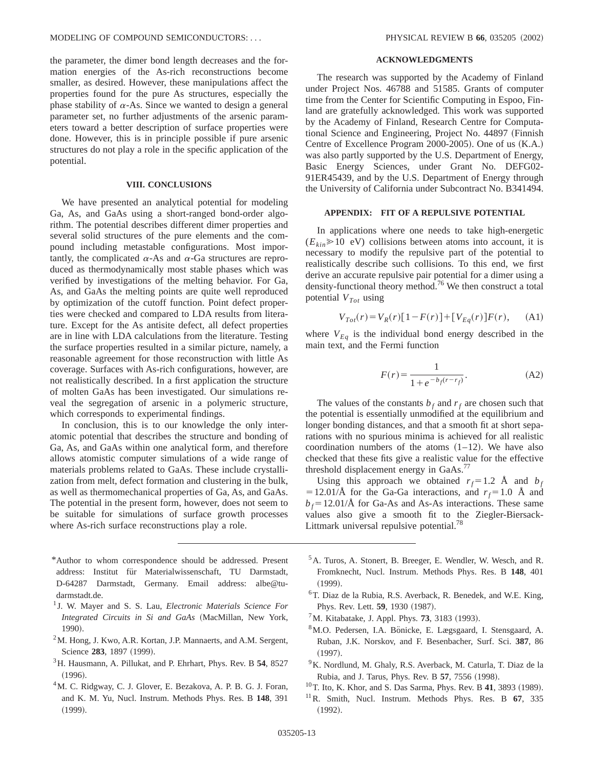the parameter, the dimer bond length decreases and the formation energies of the As-rich reconstructions become smaller, as desired. However, these manipulations affect the properties found for the pure As structures, especially the phase stability of $\alpha$-As. Since we wanted to design a general parameter set, no further adjustments of the arsenic parameters toward a better description of surface properties were done. However, this is in principle possible if pure arsenic structures do not play a role in the specific application of the potential.

## VIII. CONCLUSIONS

We have presented an analytical potential for modeling Ga, As, and GaAs using a short-ranged bond-order algorithm. The potential describes different dimer properties and several solid structures of the pure elements and the compound including metastable configurations. Most importantly, the complicated $\alpha$-As and $\alpha$-Ga structures are reproduced as thermodynamically most stable phases which was verified by investigations of the melting behavior. For Ga, As, and GaAs the melting points are quite well reproduced by optimization of the cutoff function. Point defect properties were checked and compared to LDA results from literature. Except for the As antisite defect, all defect properties are in line with LDA calculations from the literature. Testing the surface properties resulted in a similar picture, namely, a reasonable agreement for those reconstruction with little As coverage. Surfaces with As-rich configurations, however, are not realistically described. In a first application the structure of molten GaAs has been investigated. Our simulations reveal the segregation of arsenic in a polymeric structure, which corresponds to experimental findings.

In conclusion, this is to our knowledge the only interatomic potential that describes the structure and bonding of Ga, As, and GaAs within one analytical form, and therefore allows atomistic computer simulations of a wide range of materials problems related to GaAs. These include crystallization from melt, defect formation and clustering in the bulk, as well as thermomechanical properties of Ga, As, and GaAs. The potential in the present form, however, does not seem to be suitable for simulations of surface growth processes where As-rich surface reconstructions play a role.

## ACKNOWLEDGMENTS

The research was supported by the Academy of Finland under Project Nos. 46788 and 51585. Grants of computer time from the Center for Scientific Computing in Espoo, Finland are gratefully acknowledged. This work was supported by the Academy of Finland, Research Centre for Computational Science and Engineering, Project No. 44897 (Finnish Centre of Excellence Program 2000-2005). One of us (K.A.) was also partly supported by the U.S. Department of Energy, Basic Energy Sciences, under Grant No. DEFG02-91ER45439, and by the U.S. Department of Energy through the University of California under Subcontract No. B341494.

## APPENDIX: FIT OF A REPULSIVE POTENTIAL

In applications where one needs to take high-energetic ($E_{kin} \gg 10$ eV) collisions between atoms into account, it is necessary to modify the repulsive part of the potential to realistically describe such collisions. To this end, we first derive an accurate repulsive pair potential for a dimer using a density-functional theory method.[76] We then construct a total potential $V_{Tot}$ using

$$V_{Tot}(r) = V_R(r)[1 - F(r)] + [V_{Eq}(r)]F(r), \qquad \text{(A1)}$$

where $V_{Eq}$ is the individual bond energy described in the main text, and the Fermi function

$$F(r) = \frac{1}{1 + e^{-b_f(r - r_f)}}. \qquad \text{(A2)}$$

The values of the constants $b_f$ and $r_f$ are chosen such that the potential is essentially unmodified at the equilibrium and longer bonding distances, and that a smooth fit at short separations with no spurious minima is achieved for all realistic coordination numbers of the atoms (1–12). We have also checked that these fits give a realistic value for the effective threshold displacement energy in GaAs.[77]

Using this approach we obtained $r_f = 1.2$ Å and $b_f = 12.01/\text{Å}$ for the Ga-Ga interactions, and $r_f = 1.0$ Å and $b_f = 12.01/\text{Å}$ for Ga-As and As-As interactions. These same values also give a smooth fit to the Ziegler-Biersack-Littmark universal repulsive potential.[78]

---

*Author to whom correspondence should be addressed. Present address: Institut für Materialwissenschaft, TU Darmstadt, D-64287 Darmstadt, Germany. Email address: albe@tu-darmstadt.de.

[1] J. W. Mayer and S. S. Lau, *Electronic Materials Science For Integrated Circuits in Si and GaAs* (MacMillan, New York, 1990).

[2] M. Hong, J. Kwo, A.R. Kortan, J.P. Mannaerts, and A.M. Sergent, Science **283**, 1897 (1999).

[3] H. Hausmann, A. Pillukat, and P. Ehrhart, Phys. Rev. B **54**, 8527 (1996).

[4] M. C. Ridgway, C. J. Glover, E. Bezakova, A. P. B. G. J. Foran, and K. M. Yu, Nucl. Instrum. Methods Phys. Res. B **148**, 391 (1999).

[5] A. Turos, A. Stonert, B. Breeger, E. Wendler, W. Wesch, and R. Fromknecht, Nucl. Instrum. Methods Phys. Res. B **148**, 401 (1999).

[6] T. Diaz de la Rubia, R.S. Averback, R. Benedek, and W.E. King, Phys. Rev. Lett. **59**, 1930 (1987).

[7] M. Kitabatake, J. Appl. Phys. **73**, 3183 (1993).

[8] M.O. Pedersen, I.A. Bönicke, E. Lægsgaard, I. Stensgaard, A. Ruban, J.K. Norskov, and F. Besenbacher, Surf. Sci. **387**, 86 (1997).

[9] K. Nordlund, M. Ghaly, R.S. Averback, M. Caturla, T. Diaz de la Rubia, and J. Tarus, Phys. Rev. B **57**, 7556 (1998).

[10] T. Ito, K. Khor, and S. Das Sarma, Phys. Rev. B **41**, 3893 (1989).

[11] R. Smith, Nucl. Instrum. Methods Phys. Res. B **67**, 335 (1992).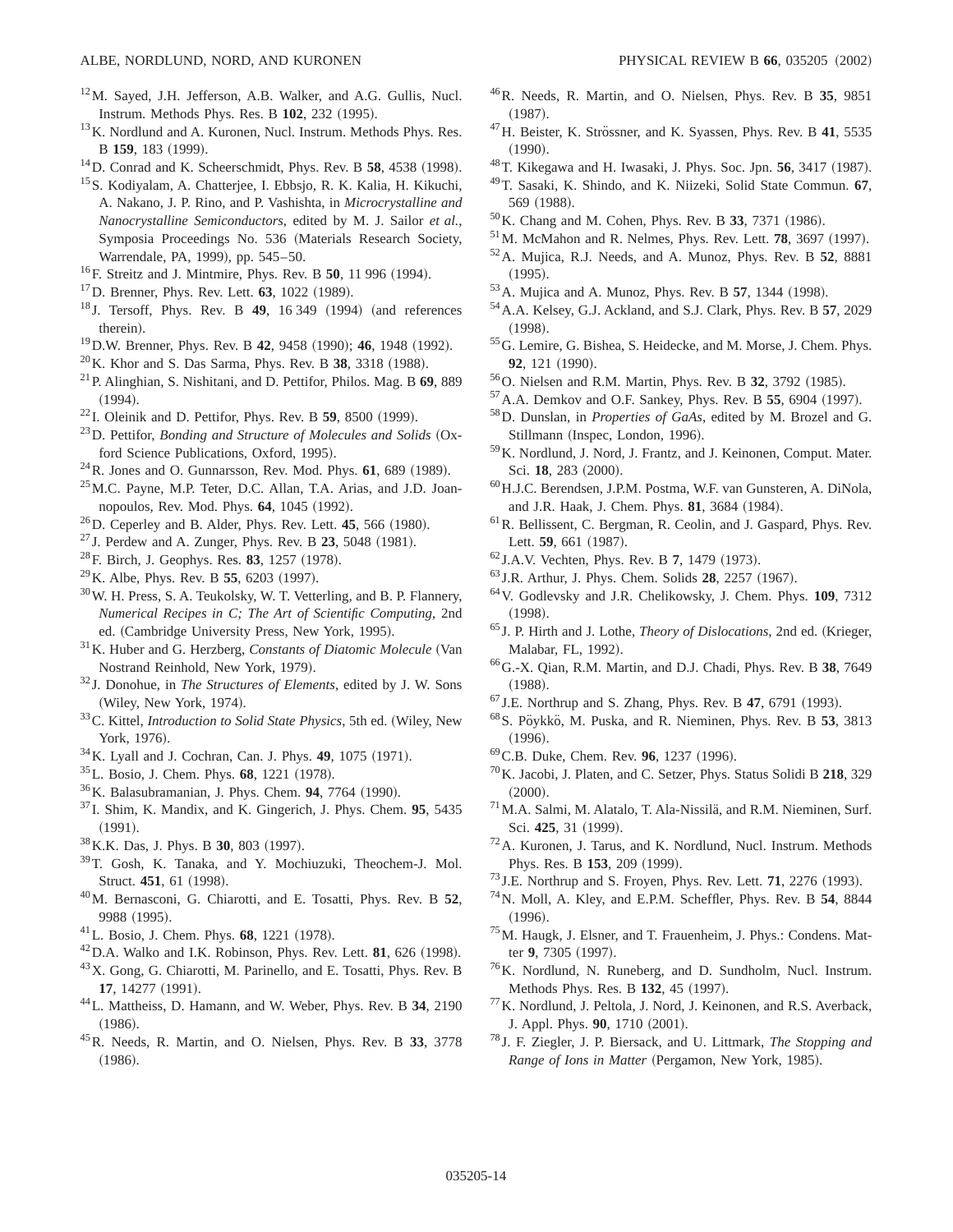[12] M. Sayed, J.H. Jefferson, A.B. Walker, and A.G. Gullis, Nucl. Instrum. Methods Phys. Res. B **102**, 232 (1995).

[13] K. Nordlund and A. Kuronen, Nucl. Instrum. Methods Phys. Res. B **159**, 183 (1999).

[14] D. Conrad and K. Scheerschmidt, Phys. Rev. B **58**, 4538 (1998).

[15] S. Kodiyalam, A. Chatterjee, I. Ebbsjo, R. K. Kalia, H. Kikuchi, A. Nakano, J. P. Rino, and P. Vashishta, in *Microcrystalline and Nanocrystalline Semiconductors*, edited by M. J. Sailor *et al.*, Symposia Proceedings No. 536 (Materials Research Society, Warrendale, PA, 1999), pp. 545–50.

[16] F. Streitz and J. Mintmire, Phys. Rev. B **50**, 11 996 (1994).

[17] D. Brenner, Phys. Rev. Lett. **63**, 1022 (1989).

[18] J. Tersoff, Phys. Rev. B **49**, 16 349 (1994) (and references therein).

[19] D.W. Brenner, Phys. Rev. B **42**, 9458 (1990); **46**, 1948 (1992).

[20] K. Khor and S. Das Sarma, Phys. Rev. B **38**, 3318 (1988).

[21] P. Alinghian, S. Nishitani, and D. Pettifor, Philos. Mag. B **69**, 889 (1994).

[22] I. Oleinik and D. Pettifor, Phys. Rev. B **59**, 8500 (1999).

[23] D. Pettifor, *Bonding and Structure of Molecules and Solids* (Oxford Science Publications, Oxford, 1995).

[24] R. Jones and O. Gunnarsson, Rev. Mod. Phys. **61**, 689 (1989).

[25] M.C. Payne, M.P. Teter, D.C. Allan, T.A. Arias, and J.D. Joannopoulos, Rev. Mod. Phys. **64**, 1045 (1992).

[26] D. Ceperley and B. Alder, Phys. Rev. Lett. **45**, 566 (1980).

[27] J. Perdew and A. Zunger, Phys. Rev. B **23**, 5048 (1981).

[28] F. Birch, J. Geophys. Res. **83**, 1257 (1978).

[29] K. Albe, Phys. Rev. B **55**, 6203 (1997).

[30] W. H. Press, S. A. Teukolsky, W. T. Vetterling, and B. P. Flannery, *Numerical Recipes in C; The Art of Scientific Computing*, 2nd ed. (Cambridge University Press, New York, 1995).

[31] K. Huber and G. Herzberg, *Constants of Diatomic Molecule* (Van Nostrand Reinhold, New York, 1979).

[32] J. Donohue, in *The Structures of Elements*, edited by J. W. Sons (Wiley, New York, 1974).

[33] C. Kittel, *Introduction to Solid State Physics*, 5th ed. (Wiley, New York, 1976).

[34] K. Lyall and J. Cochran, Can. J. Phys. **49**, 1075 (1971).

[35] L. Bosio, J. Chem. Phys. **68**, 1221 (1978).

[36] K. Balasubramanian, J. Phys. Chem. **94**, 7764 (1990).

[37] I. Shim, K. Mandix, and K. Gingerich, J. Phys. Chem. **95**, 5435 (1991).

[38] K.K. Das, J. Phys. B **30**, 803 (1997).

[39] T. Gosh, K. Tanaka, and Y. Mochiuzuki, Theochem-J. Mol. Struct. **451**, 61 (1998).

[40] M. Bernasconi, G. Chiarotti, and E. Tosatti, Phys. Rev. B **52**, 9988 (1995).

[41] L. Bosio, J. Chem. Phys. **68**, 1221 (1978).

[42] D.A. Walko and I.K. Robinson, Phys. Rev. Lett. **81**, 626 (1998).

[43] X. Gong, G. Chiarotti, M. Parinello, and E. Tosatti, Phys. Rev. B **17**, 14277 (1991).

[44] L. Mattheiss, D. Hamann, and W. Weber, Phys. Rev. B **34**, 2190 (1986).

[45] R. Needs, R. Martin, and O. Nielsen, Phys. Rev. B **33**, 3778 (1986).

[46] R. Needs, R. Martin, and O. Nielsen, Phys. Rev. B **35**, 9851 (1987).

[47] H. Beister, K. Strössner, and K. Syassen, Phys. Rev. B **41**, 5535 (1990).

[48] T. Kikegawa and H. Iwasaki, J. Phys. Soc. Jpn. **56**, 3417 (1987).

[49] T. Sasaki, K. Shindo, and K. Niizeki, Solid State Commun. **67**, 569 (1988).

[50] K. Chang and M. Cohen, Phys. Rev. B **33**, 7371 (1986).

[51] M. McMahon and R. Nelmes, Phys. Rev. Lett. **78**, 3697 (1997).

[52] A. Mujica, R.J. Needs, and A. Munoz, Phys. Rev. B **52**, 8881 (1995).

[53] A. Mujica and A. Munoz, Phys. Rev. B **57**, 1344 (1998).

[54] A.A. Kelsey, G.J. Ackland, and S.J. Clark, Phys. Rev. B **57**, 2029 (1998).

[55] G. Lemire, G. Bishea, S. Heidecke, and M. Morse, J. Chem. Phys. **92**, 121 (1990).

[56] O. Nielsen and R.M. Martin, Phys. Rev. B **32**, 3792 (1985).

[57] A.A. Demkov and O.F. Sankey, Phys. Rev. B **55**, 6904 (1997).

[58] D. Dunslan, in *Properties of GaAs*, edited by M. Brozel and G. Stillmann (Inspec, London, 1996).

[59] K. Nordlund, J. Nord, J. Frantz, and J. Keinonen, Comput. Mater. Sci. **18**, 283 (2000).

[60] H.J.C. Berendsen, J.P.M. Postma, W.F. van Gunsteren, A. DiNola, and J.R. Haak, J. Chem. Phys. **81**, 3684 (1984).

[61] R. Bellissent, C. Bergman, R. Ceolin, and J. Gaspard, Phys. Rev. Lett. **59**, 661 (1987).

[62] J.A.V. Vechten, Phys. Rev. B **7**, 1479 (1973).

[63] J.R. Arthur, J. Phys. Chem. Solids **28**, 2257 (1967).

[64] V. Godlevsky and J.R. Chelikowsky, J. Chem. Phys. **109**, 7312 (1998).

[65] J. P. Hirth and J. Lothe, *Theory of Dislocations*, 2nd ed. (Krieger, Malabar, FL, 1992).

[66] G.-X. Qian, R.M. Martin, and D.J. Chadi, Phys. Rev. B **38**, 7649 (1988).

[67] J.E. Northrup and S. Zhang, Phys. Rev. B **47**, 6791 (1993).

[68] S. Pöykkö, M. Puska, and R. Nieminen, Phys. Rev. B **53**, 3813 (1996).

[69] C.B. Duke, Chem. Rev. **96**, 1237 (1996).

[70] K. Jacobi, J. Platen, and C. Setzer, Phys. Status Solidi B **218**, 329 (2000).

[71] M.A. Salmi, M. Alatalo, T. Ala-Nissilä, and R.M. Nieminen, Surf. Sci. **425**, 31 (1999).

[72] A. Kuronen, J. Tarus, and K. Nordlund, Nucl. Instrum. Methods Phys. Res. B **153**, 209 (1999).

[73] J.E. Northrup and S. Froyen, Phys. Rev. Lett. **71**, 2276 (1993).

[74] N. Moll, A. Kley, and E.P.M. Scheffler, Phys. Rev. B **54**, 8844 (1996).

[75] M. Haugk, J. Elsner, and T. Frauenheim, J. Phys.: Condens. Matter **9**, 7305 (1997).

[76] K. Nordlund, N. Runeberg, and D. Sundholm, Nucl. Instrum. Methods Phys. Res. B **132**, 45 (1997).

[77] K. Nordlund, J. Peltola, J. Nord, J. Keinonen, and R.S. Averback, J. Appl. Phys. **90**, 1710 (2001).

[78] J. F. Ziegler, J. P. Biersack, and U. Littmark, *The Stopping and Range of Ions in Matter* (Pergamon, New York, 1985).